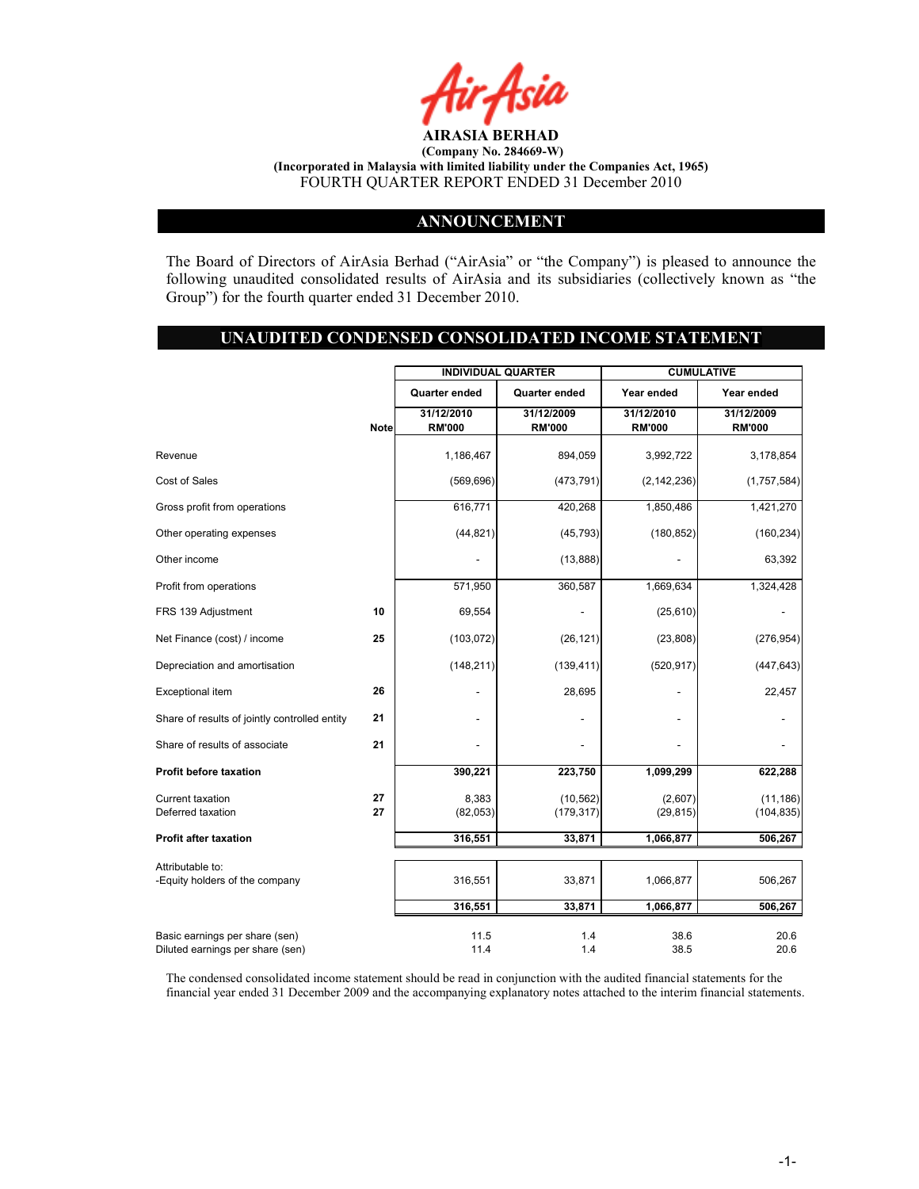**AIRASIA BERHAD**

**(Company No. 284669-W)**

**(Incorporated in Malaysia with limited liability under the Companies Act, 1965)**

FOURTH QUARTER REPORT ENDED 31 December 2010

## ANNOUNCEMENT

The Board of Directors of AirAsia Berhad ("AirAsia" or "the Company") is pleased to announce the following unaudited consolidated results of AirAsia and its subsidiaries (collectively known as "the Group") for the fourth quarter ended 31 December 2010.

## UNAUDITED CONDENSED CONSOLIDATED INCOME STATEMENT

| | | INDIVIDUAL QUARTER | | CUMULATIVE | |
|---|---|---|---|---|---|
| | | Quarter ended | Quarter ended | Year ended | Year ended |
| | Note | 31/12/2010 RM'000 | 31/12/2009 RM'000 | 31/12/2010 RM'000 | 31/12/2009 RM'000 |
| Revenue | | 1,186,467 | 894,059 | 3,992,722 | 3,178,854 |
| Cost of Sales | | (569,696) | (473,791) | (2,142,236) | (1,757,584) |
| Gross profit from operations | | 616,771 | 420,268 | 1,850,486 | 1,421,270 |
| Other operating expenses | | (44,821) | (45,793) | (180,852) | (160,234) |
| Other income | | - | (13,888) | - | 63,392 |
| Profit from operations | | 571,950 | 360,587 | 1,669,634 | 1,324,428 |
| FRS 139 Adjustment | 10 | 69,554 | - | (25,610) | - |
| Net Finance (cost) / income | 25 | (103,072) | (26,121) | (23,808) | (276,954) |
| Depreciation and amortisation | | (148,211) | (139,411) | (520,917) | (447,643) |
| Exceptional item | 26 | - | 28,695 | - | 22,457 |
| Share of results of jointly controlled entity | 21 | - | - | - | - |
| Share of results of associate | 21 | - | - | - | - |
| **Profit before taxation** | | **390,221** | **223,750** | **1,099,299** | **622,288** |
| Current taxation | 27 | 8,383 | (10,562) | (2,607) | (11,186) |
| Deferred taxation | 27 | (82,053) | (179,317) | (29,815) | (104,835) |
| **Profit after taxation** | | **316,551** | **33,871** | **1,066,877** | **506,267** |
| Attributable to: | | | | | |
| -Equity holders of the company | | 316,551 | 33,871 | 1,066,877 | 506,267 |
| | | **316,551** | **33,871** | **1,066,877** | **506,267** |
| Basic earnings per share (sen) | | 11.5 | 1.4 | 38.6 | 20.6 |
| Diluted earnings per share (sen) | | 11.4 | 1.4 | 38.5 | 20.6 |

The condensed consolidated income statement should be read in conjunction with the audited financial statements for the financial year ended 31 December 2009 and the accompanying explanatory notes attached to the interim financial statements.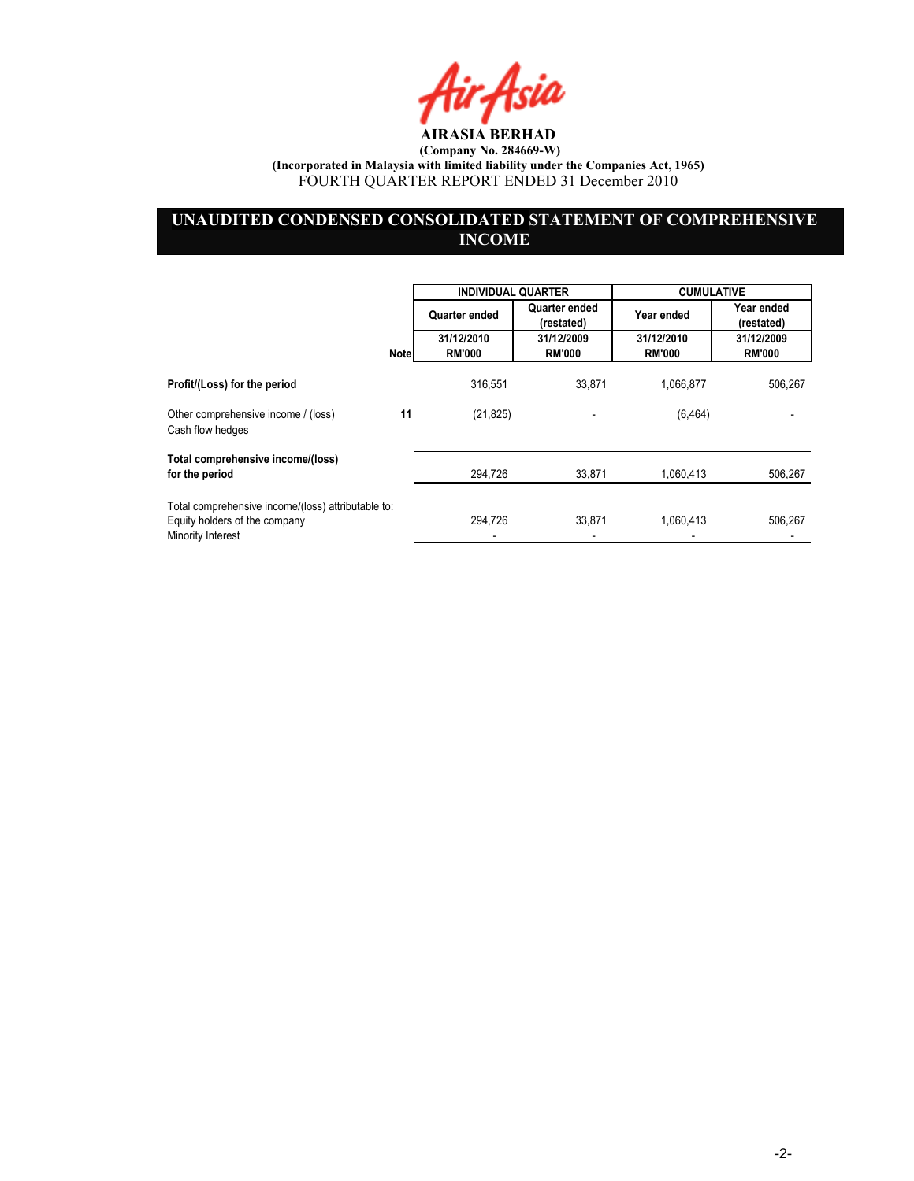**AIRASIA BERHAD**

**(Company No. 284669-W)**

**(Incorporated in Malaysia with limited liability under the Companies Act, 1965)**

FOURTH QUARTER REPORT ENDED 31 December 2010

## UNAUDITED CONDENSED CONSOLIDATED STATEMENT OF COMPREHENSIVE INCOME

| | Note | INDIVIDUAL QUARTER | | CUMULATIVE | |
|---|---|---|---|---|---|
| | | Quarter ended | Quarter ended (restated) | Year ended | Year ended (restated) |
| | | 31/12/2010 RM'000 | 31/12/2009 RM'000 | 31/12/2010 RM'000 | 31/12/2009 RM'000 |
| **Profit/(Loss) for the period** | | 316,551 | 33,871 | 1,066,877 | 506,267 |
| Other comprehensive income / (loss) Cash flow hedges | 11 | (21,825) | - | (6,464) | - |
| **Total comprehensive income/(loss) for the period** | | 294,726 | 33,871 | 1,060,413 | 506,267 |
| Total comprehensive income/(loss) attributable to: | | | | | |
| Equity holders of the company | | 294,726 | 33,871 | 1,060,413 | 506,267 |
| Minority Interest | | - | - | - | - |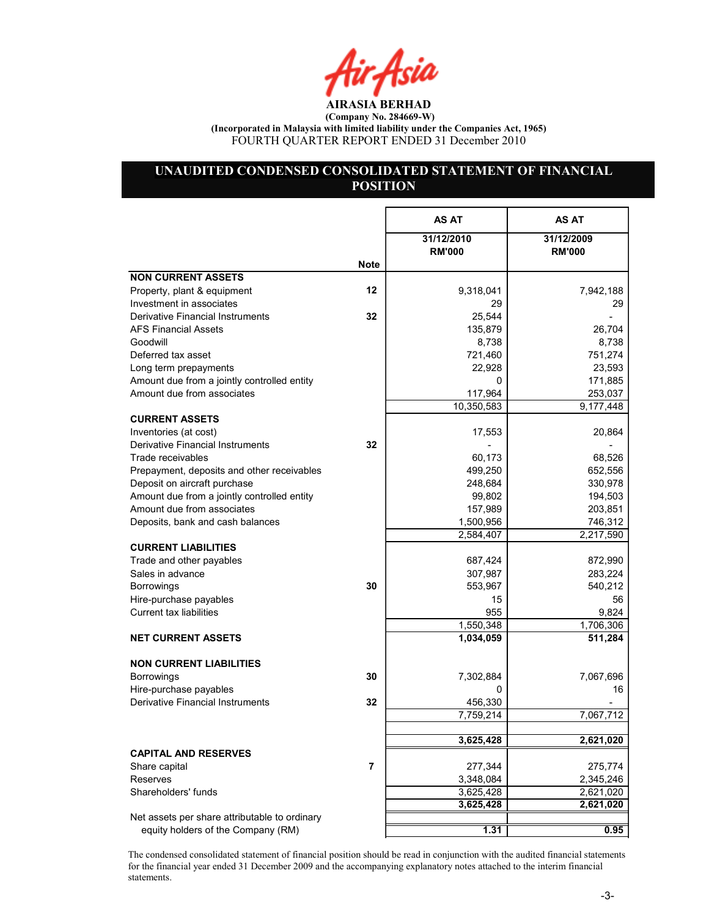**AIRASIA BERHAD**

**(Company No. 284669-W)**

**(Incorporated in Malaysia with limited liability under the Companies Act, 1965)**

FOURTH QUARTER REPORT ENDED 31 December 2010

# UNAUDITED CONDENSED CONSOLIDATED STATEMENT OF FINANCIAL POSITION

| | Note | AS AT 31/12/2010 RM'000 | AS AT 31/12/2009 RM'000 |
|---|---|---|---|
| **NON CURRENT ASSETS** | | | |
| Property, plant & equipment | 12 | 9,318,041 | 7,942,188 |
| Investment in associates | | 29 | 29 |
| Derivative Financial Instruments | 32 | 25,544 | - |
| AFS Financial Assets | | 135,879 | 26,704 |
| Goodwill | | 8,738 | 8,738 |
| Deferred tax asset | | 721,460 | 751,274 |
| Long term prepayments | | 22,928 | 23,593 |
| Amount due from a jointly controlled entity | | 0 | 171,885 |
| Amount due from associates | | 117,964 | 253,037 |
| | | 10,350,583 | 9,177,448 |
| **CURRENT ASSETS** | | | |
| Inventories (at cost) | | 17,553 | 20,864 |
| Derivative Financial Instruments | 32 | - | - |
| Trade receivables | | 60,173 | 68,526 |
| Prepayment, deposits and other receivables | | 499,250 | 652,556 |
| Deposit on aircraft purchase | | 248,684 | 330,978 |
| Amount due from a jointly controlled entity | | 99,802 | 194,503 |
| Amount due from associates | | 157,989 | 203,851 |
| Deposits, bank and cash balances | | 1,500,956 | 746,312 |
| | | 2,584,407 | 2,217,590 |
| **CURRENT LIABILITIES** | | | |
| Trade and other payables | | 687,424 | 872,990 |
| Sales in advance | | 307,987 | 283,224 |
| Borrowings | 30 | 553,967 | 540,212 |
| Hire-purchase payables | | 15 | 56 |
| Current tax liabilities | | 955 | 9,824 |
| | | 1,550,348 | 1,706,306 |
| **NET CURRENT ASSETS** | | **1,034,059** | **511,284** |
| **NON CURRENT LIABILITIES** | | | |
| Borrowings | 30 | 7,302,884 | 7,067,696 |
| Hire-purchase payables | | 0 | 16 |
| Derivative Financial Instruments | 32 | 456,330 | - |
| | | 7,759,214 | 7,067,712 |
| | | **3,625,428** | **2,621,020** |
| **CAPITAL AND RESERVES** | | | |
| Share capital | 7 | 277,344 | 275,774 |
| Reserves | | 3,348,084 | 2,345,246 |
| Shareholders' funds | | 3,625,428 | 2,621,020 |
| | | **3,625,428** | **2,621,020** |
| Net assets per share attributable to ordinary equity holders of the Company (RM) | | **1.31** | **0.95** |

The condensed consolidated statement of financial position should be read in conjunction with the audited financial statements for the financial year ended 31 December 2009 and the accompanying explanatory notes attached to the interim financial statements.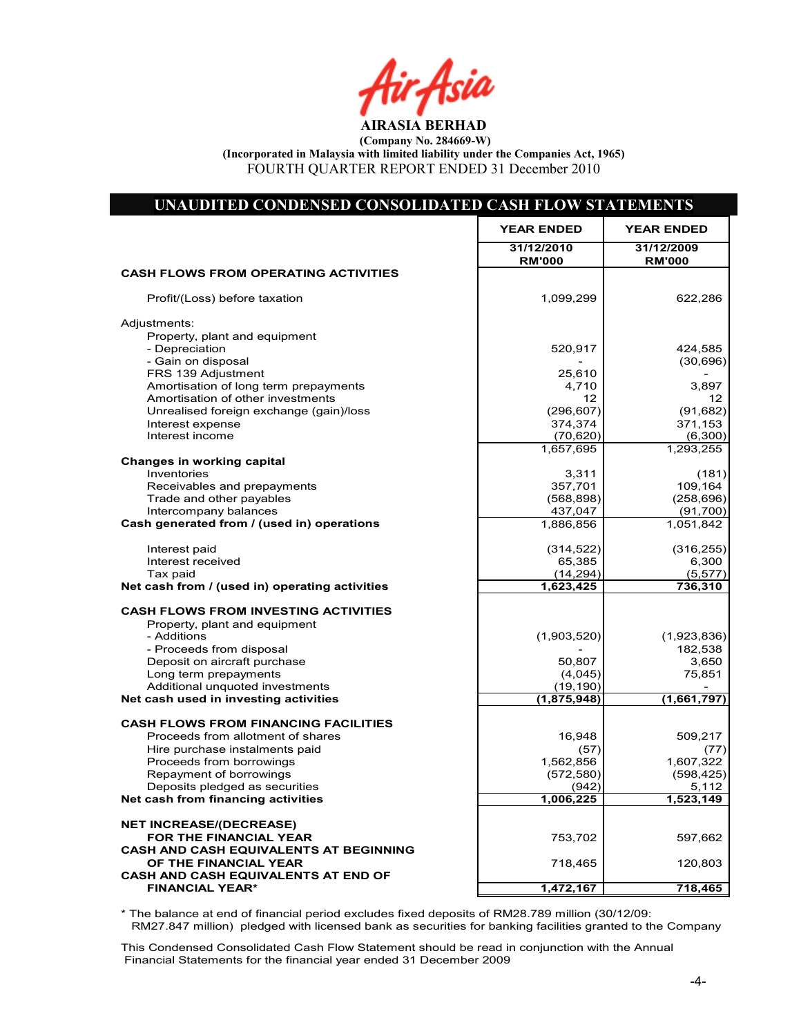**AIRASIA BERHAD**

**(Company No. 284669-W)**

**(Incorporated in Malaysia with limited liability under the Companies Act, 1965)**

FOURTH QUARTER REPORT ENDED 31 December 2010

## UNAUDITED CONDENSED CONSOLIDATED CASH FLOW STATEMENTS

| | YEAR ENDED 31/12/2010 RM'000 | YEAR ENDED 31/12/2009 RM'000 |
|---|---|---|
| **CASH FLOWS FROM OPERATING ACTIVITIES** | | |
| Profit/(Loss) before taxation | 1,099,299 | 622,286 |
| Adjustments: | | |
| Property, plant and equipment | | |
| - Depreciation | 520,917 | 424,585 |
| - Gain on disposal | - | (30,696) |
| FRS 139 Adjustment | 25,610 | - |
| Amortisation of long term prepayments | 4,710 | 3,897 |
| Amortisation of other investments | 12 | 12 |
| Unrealised foreign exchange (gain)/loss | (296,607) | (91,682) |
| Interest expense | 374,374 | 371,153 |
| Interest income | (70,620) | (6,300) |
| | 1,657,695 | 1,293,255 |
| **Changes in working capital** | | |
| Inventories | 3,311 | (181) |
| Receivables and prepayments | 357,701 | 109,164 |
| Trade and other payables | (568,898) | (258,696) |
| Intercompany balances | 437,047 | (91,700) |
| **Cash generated from / (used in) operations** | 1,886,856 | 1,051,842 |
| Interest paid | (314,522) | (316,255) |
| Interest received | 65,385 | 6,300 |
| Tax paid | (14,294) | (5,577) |
| **Net cash from / (used in) operating activities** | **1,623,425** | **736,310** |
| **CASH FLOWS FROM INVESTING ACTIVITIES** | | |
| Property, plant and equipment | | |
| - Additions | (1,903,520) | (1,923,836) |
| - Proceeds from disposal | - | 182,538 |
| Deposit on aircraft purchase | 50,807 | 3,650 |
| Long term prepayments | (4,045) | 75,851 |
| Additional unquoted investments | (19,190) | - |
| **Net cash used in investing activities** | **(1,875,948)** | **(1,661,797)** |
| **CASH FLOWS FROM FINANCING FACILITIES** | | |
| Proceeds from allotment of shares | 16,948 | 509,217 |
| Hire purchase instalments paid | (57) | (77) |
| Proceeds from borrowings | 1,562,856 | 1,607,322 |
| Repayment of borrowings | (572,580) | (598,425) |
| Deposits pledged as securities | (942) | 5,112 |
| **Net cash from financing activities** | **1,006,225** | **1,523,149** |
| **NET INCREASE/(DECREASE) FOR THE FINANCIAL YEAR** | 753,702 | 597,662 |
| **CASH AND CASH EQUIVALENTS AT BEGINNING OF THE FINANCIAL YEAR** | 718,465 | 120,803 |
| **CASH AND CASH EQUIVALENTS AT END OF FINANCIAL YEAR*** | **1,472,167** | **718,465** |

* The balance at end of financial period excludes fixed deposits of RM28.789 million (30/12/09: RM27.847 million) pledged with licensed bank as securities for banking facilities granted to the Company

This Condensed Consolidated Cash Flow Statement should be read in conjunction with the Annual Financial Statements for the financial year ended 31 December 2009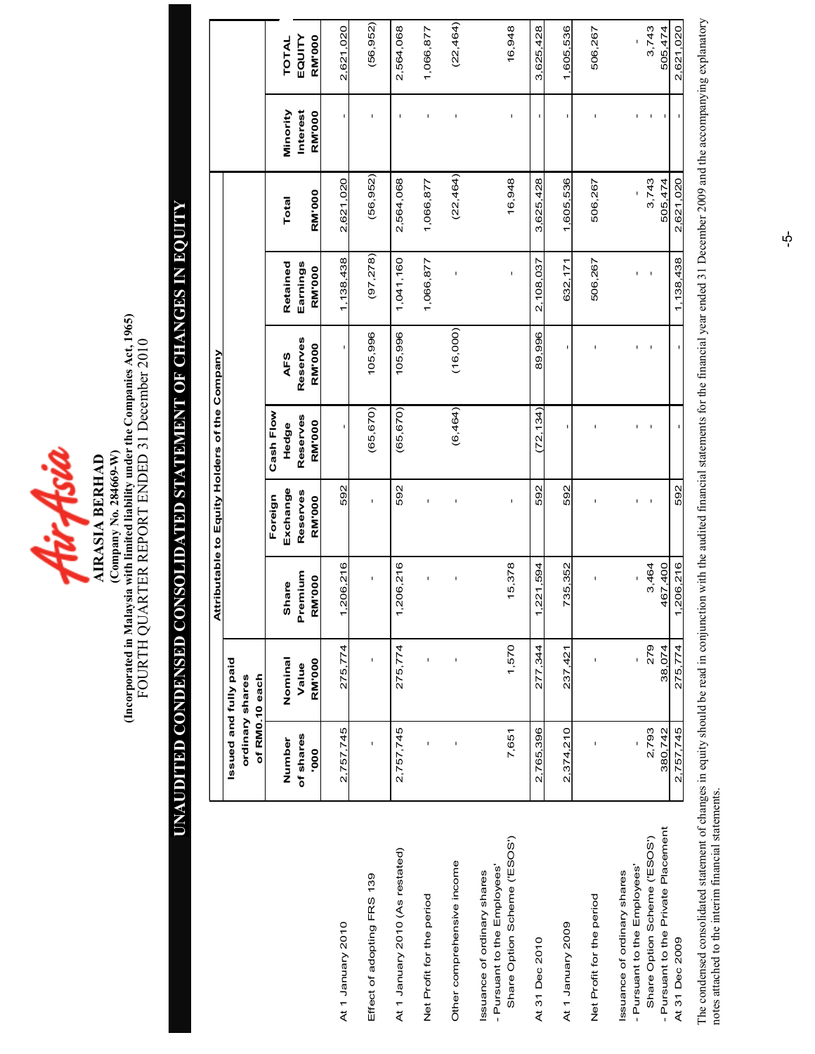**AIRASIA BERHAD**
**(Company No. 284669-W)**
**(Incorporated in Malaysia with limited liability under the Companies Act, 1965)**
FOURTH QUARTER REPORT ENDED 31 December 2010

# UNAUDITED CONDENSED CONSOLIDATED STATEMENT OF CHANGES IN EQUITY

| | Attributable to Equity Holders of the Company | | | | | | | | | |
|---|---|---|---|---|---|---|---|---|---|---|
| | Issued and fully paid ordinary shares of RM0.10 each | | | | | | | | | |
| | Number of shares '000 | Nominal Value RM'000 | Share Premium RM'000 | Foreign Exchange Reserves RM'000 | Cash Flow Hedge Reserves RM'000 | AFS Reserves RM'000 | Retained Earnings RM'000 | Total RM'000 | Minority Interest RM'000 | TOTAL EQUITY RM'000 |
| At 1 January 2010 | 2,757,745 | 275,774 | 1,206,216 | 592 | - | - | 1,138,438 | 2,621,020 | - | 2,621,020 |
| Effect of adopting FRS 139 | - | - | - | - | (65,670) | 105,996 | (97,278) | (56,952) | - | (56,952) |
| At 1 January 2010 (As restated) | 2,757,745 | 275,774 | 1,206,216 | 592 | (65,670) | 105,996 | 1,041,160 | 2,564,068 | - | 2,564,068 |
| Net Profit for the period | - | - | - | - | - | | 1,066,877 | 1,066,877 | - | 1,066,877 |
| Other comprehensive income | - | - | - | - | (6,464) | (16,000) | - | (22,464) | - | (22,464) |
| Issuance of ordinary shares - Pursuant to the Employees' Share Option Scheme ('ESOS') | 7,651 | 1,570 | 15,378 | - | | | - | 16,948 | - | 16,948 |
| At 31 Dec 2010 | 2,765,396 | 277,344 | 1,221,594 | 592 | (72,134) | 89,996 | 2,108,037 | 3,625,428 | - | 3,625,428 |
| At 1 January 2009 | 2,374,210 | 237,421 | 735,352 | 592 | - | - | 632,171 | 1,605,536 | - | 1,605,536 |
| Net Profit for the period | - | - | - | - | - | - | 506,267 | 506,267 | - | 506,267 |
| Issuance of ordinary shares | | | | | | | | | | |
| - Pursuant to the Employees' Share Option Scheme ('ESOS') | 2,793 | 279 | 3,464 | - | - | - | - | 3,743 | - | 3,743 |
| - Pursuant to the Private Placement | 380,742 | 38,074 | 467,400 | | | | | 505,474 | - | 505,474 |
| At 31 Dec 2009 | 2,757,745 | 275,774 | 1,206,216 | 592 | - | - | 1,138,438 | 2,621,020 | - | 2,621,020 |

The condensed consolidated statement of changes in equity should be read in conjunction with the audited financial statements for the financial year ended 31 December 2009 and the accompanying explanatory notes attached to the interim financial statements.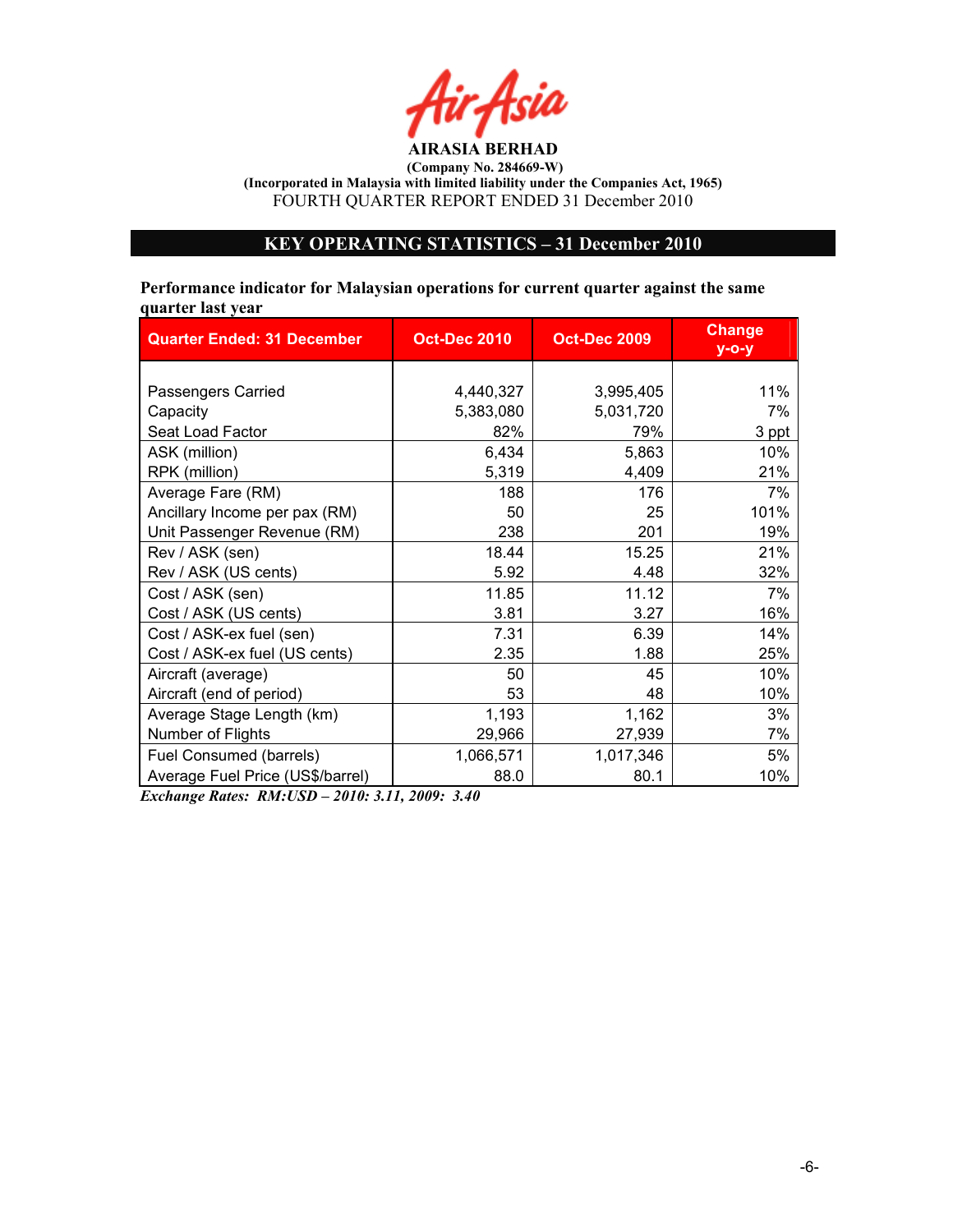**AIRASIA BERHAD**
**(Company No. 284669-W)**
**(Incorporated in Malaysia with limited liability under the Companies Act, 1965)**
FOURTH QUARTER REPORT ENDED 31 December 2010

## KEY OPERATING STATISTICS – 31 December 2010

**Performance indicator for Malaysian operations for current quarter against the same quarter last year**

| Quarter Ended: 31 December | Oct-Dec 2010 | Oct-Dec 2009 | Change y-o-y |
|---|---|---|---|
| Passengers Carried | 4,440,327 | 3,995,405 | 11% |
| Capacity | 5,383,080 | 5,031,720 | 7% |
| Seat Load Factor | 82% | 79% | 3 ppt |
| ASK (million) | 6,434 | 5,863 | 10% |
| RPK (million) | 5,319 | 4,409 | 21% |
| Average Fare (RM) | 188 | 176 | 7% |
| Ancillary Income per pax (RM) | 50 | 25 | 101% |
| Unit Passenger Revenue (RM) | 238 | 201 | 19% |
| Rev / ASK (sen) | 18.44 | 15.25 | 21% |
| Rev / ASK (US cents) | 5.92 | 4.48 | 32% |
| Cost / ASK (sen) | 11.85 | 11.12 | 7% |
| Cost / ASK (US cents) | 3.81 | 3.27 | 16% |
| Cost / ASK-ex fuel (sen) | 7.31 | 6.39 | 14% |
| Cost / ASK-ex fuel (US cents) | 2.35 | 1.88 | 25% |
| Aircraft (average) | 50 | 45 | 10% |
| Aircraft (end of period) | 53 | 48 | 10% |
| Average Stage Length (km) | 1,193 | 1,162 | 3% |
| Number of Flights | 29,966 | 27,939 | 7% |
| Fuel Consumed (barrels) | 1,066,571 | 1,017,346 | 5% |
| Average Fuel Price (US$/barrel) | 88.0 | 80.1 | 10% |

***Exchange Rates: RM:USD – 2010: 3.11, 2009: 3.40***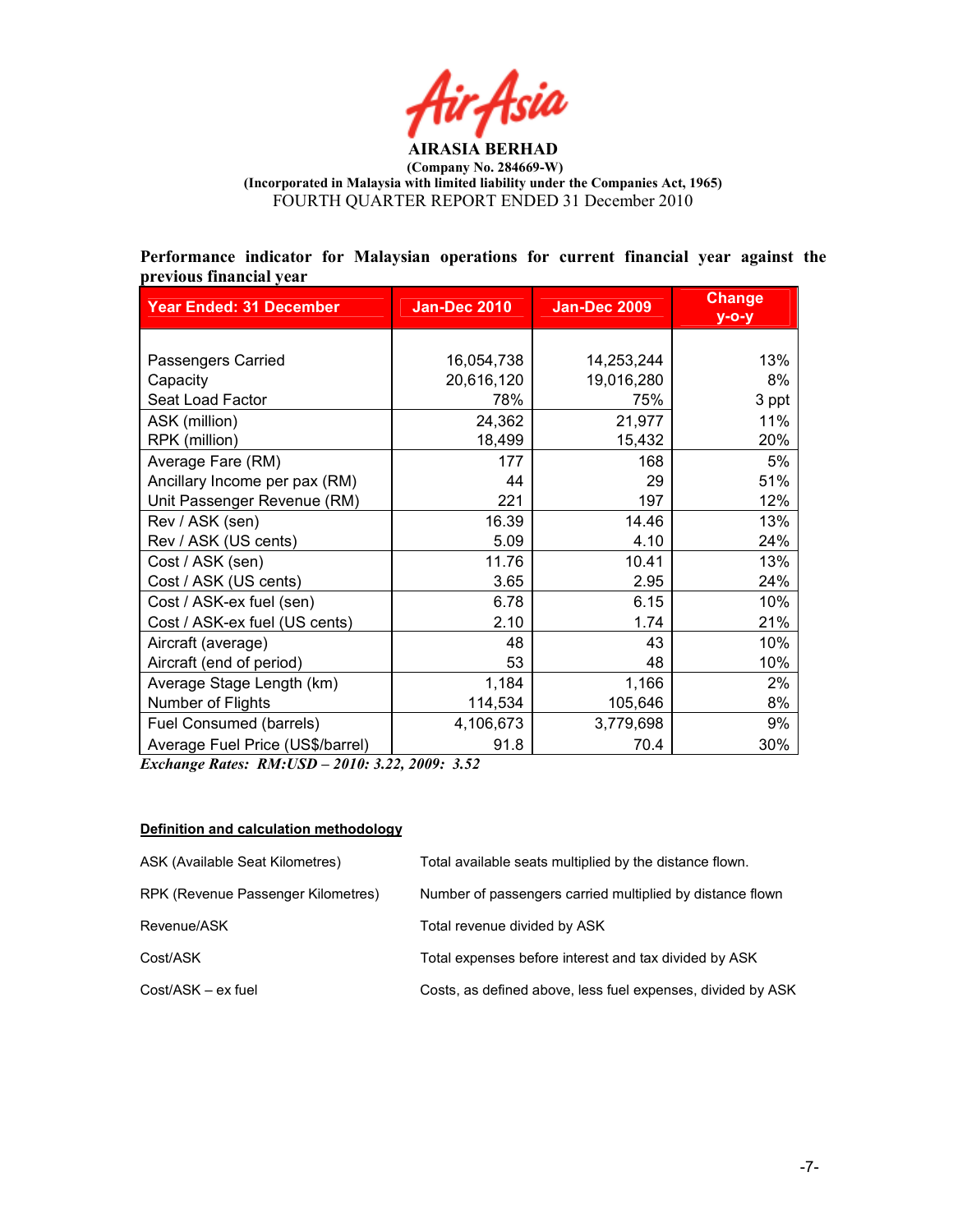**AIRASIA BERHAD**
**(Company No. 284669-W)**
**(Incorporated in Malaysia with limited liability under the Companies Act, 1965)**
FOURTH QUARTER REPORT ENDED 31 December 2010

**Performance indicator for Malaysian operations for current financial year against the previous financial year**

| Year Ended: 31 December | Jan-Dec 2010 | Jan-Dec 2009 | Change y-o-y |
|---|---|---|---|
| Passengers Carried | 16,054,738 | 14,253,244 | 13% |
| Capacity | 20,616,120 | 19,016,280 | 8% |
| Seat Load Factor | 78% | 75% | 3 ppt |
| ASK (million) | 24,362 | 21,977 | 11% |
| RPK (million) | 18,499 | 15,432 | 20% |
| Average Fare (RM) | 177 | 168 | 5% |
| Ancillary Income per pax (RM) | 44 | 29 | 51% |
| Unit Passenger Revenue (RM) | 221 | 197 | 12% |
| Rev / ASK (sen) | 16.39 | 14.46 | 13% |
| Rev / ASK (US cents) | 5.09 | 4.10 | 24% |
| Cost / ASK (sen) | 11.76 | 10.41 | 13% |
| Cost / ASK (US cents) | 3.65 | 2.95 | 24% |
| Cost / ASK-ex fuel (sen) | 6.78 | 6.15 | 10% |
| Cost / ASK-ex fuel (US cents) | 2.10 | 1.74 | 21% |
| Aircraft (average) | 48 | 43 | 10% |
| Aircraft (end of period) | 53 | 48 | 10% |
| Average Stage Length (km) | 1,184 | 1,166 | 2% |
| Number of Flights | 114,534 | 105,646 | 8% |
| Fuel Consumed (barrels) | 4,106,673 | 3,779,698 | 9% |
| Average Fuel Price (US$/barrel) | 91.8 | 70.4 | 30% |

***Exchange Rates: RM:USD – 2010: 3.22, 2009: 3.52***

**Definition and calculation methodology**

| | |
|---|---|
| ASK (Available Seat Kilometres) | Total available seats multiplied by the distance flown. |
| RPK (Revenue Passenger Kilometres) | Number of passengers carried multiplied by distance flown |
| Revenue/ASK | Total revenue divided by ASK |
| Cost/ASK | Total expenses before interest and tax divided by ASK |
| Cost/ASK – ex fuel | Costs, as defined above, less fuel expenses, divided by ASK |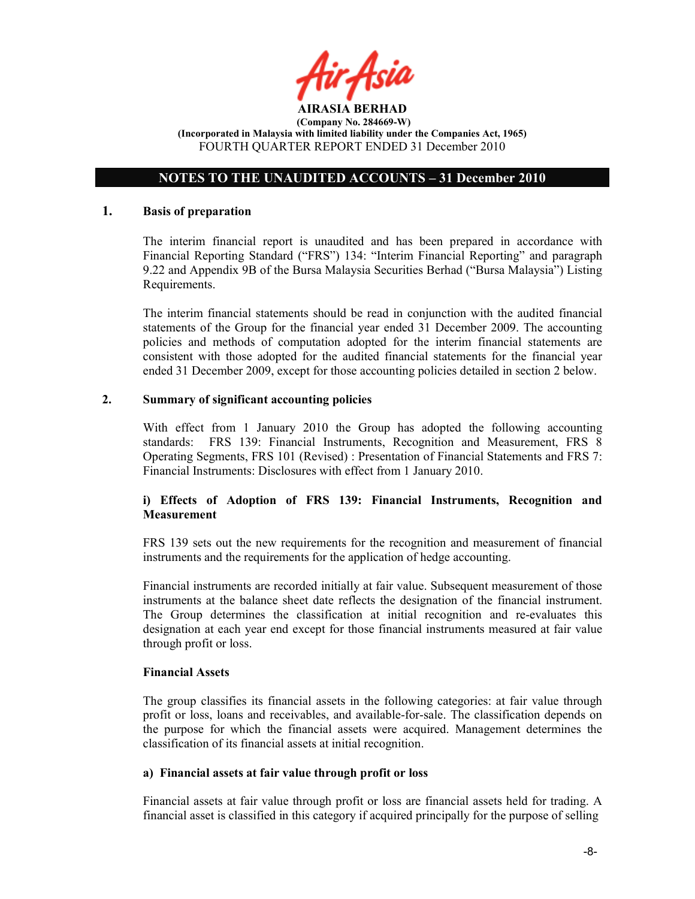**AIRASIA BERHAD**
**(Company No. 284669-W)**
**(Incorporated in Malaysia with limited liability under the Companies Act, 1965)**
FOURTH QUARTER REPORT ENDED 31 December 2010

## NOTES TO THE UNAUDITED ACCOUNTS – 31 December 2010

### 1. Basis of preparation

The interim financial report is unaudited and has been prepared in accordance with Financial Reporting Standard ("FRS") 134: "Interim Financial Reporting" and paragraph 9.22 and Appendix 9B of the Bursa Malaysia Securities Berhad ("Bursa Malaysia") Listing Requirements.

The interim financial statements should be read in conjunction with the audited financial statements of the Group for the financial year ended 31 December 2009. The accounting policies and methods of computation adopted for the interim financial statements are consistent with those adopted for the audited financial statements for the financial year ended 31 December 2009, except for those accounting policies detailed in section 2 below.

### 2. Summary of significant accounting policies

With effect from 1 January 2010 the Group has adopted the following accounting standards: FRS 139: Financial Instruments, Recognition and Measurement, FRS 8 Operating Segments, FRS 101 (Revised) : Presentation of Financial Statements and FRS 7: Financial Instruments: Disclosures with effect from 1 January 2010.

**i) Effects of Adoption of FRS 139: Financial Instruments, Recognition and Measurement**

FRS 139 sets out the new requirements for the recognition and measurement of financial instruments and the requirements for the application of hedge accounting.

Financial instruments are recorded initially at fair value. Subsequent measurement of those instruments at the balance sheet date reflects the designation of the financial instrument. The Group determines the classification at initial recognition and re-evaluates this designation at each year end except for those financial instruments measured at fair value through profit or loss.

**Financial Assets**

The group classifies its financial assets in the following categories: at fair value through profit or loss, loans and receivables, and available-for-sale. The classification depends on the purpose for which the financial assets were acquired. Management determines the classification of its financial assets at initial recognition.

**a) Financial assets at fair value through profit or loss**

Financial assets at fair value through profit or loss are financial assets held for trading. A financial asset is classified in this category if acquired principally for the purpose of selling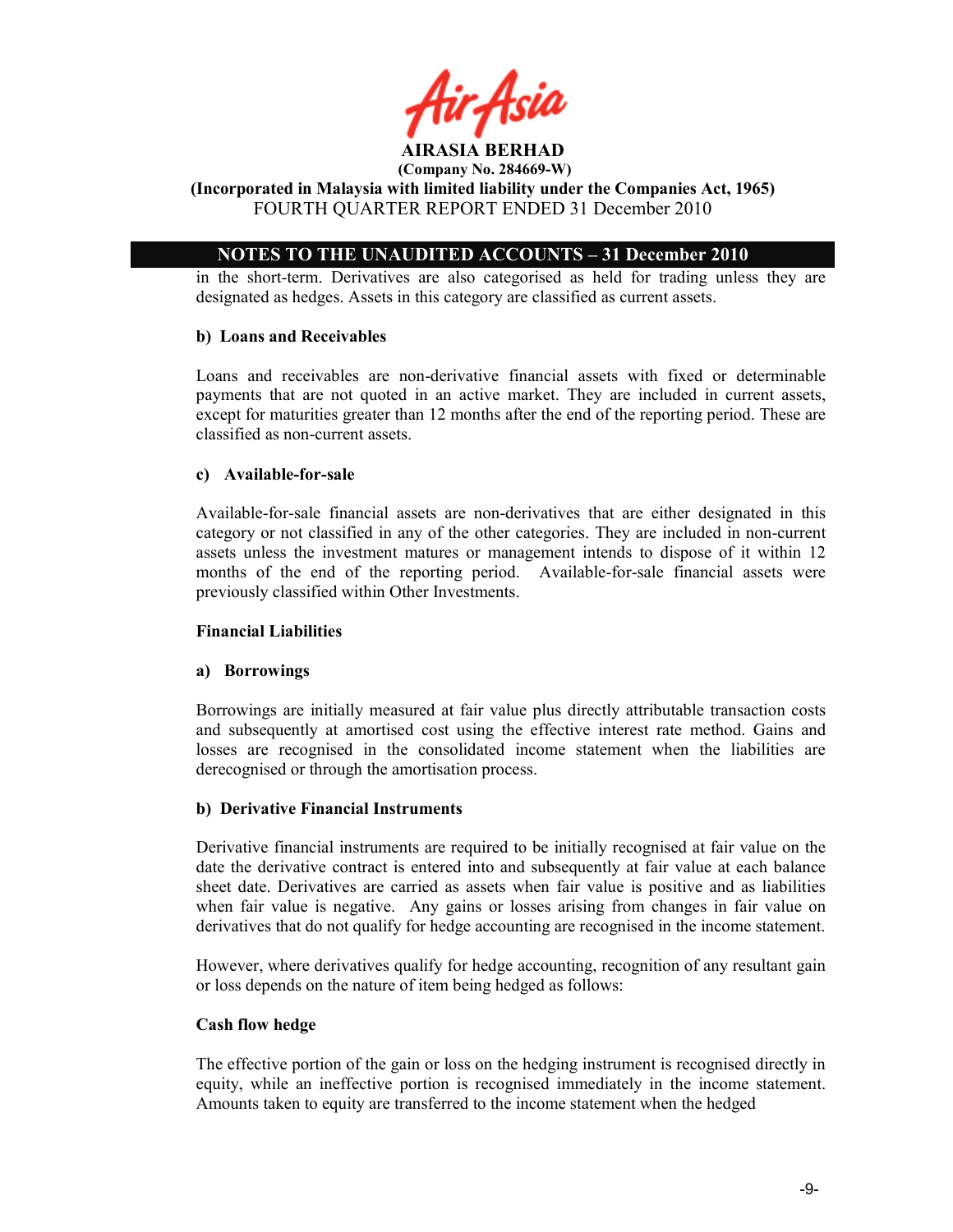in the short-term. Derivatives are also categorised as held for trading unless they are designated as hedges. Assets in this category are classified as current assets.

**b) Loans and Receivables**

Loans and receivables are non-derivative financial assets with fixed or determinable payments that are not quoted in an active market. They are included in current assets, except for maturities greater than 12 months after the end of the reporting period. These are classified as non-current assets.

**c) Available-for-sale**

Available-for-sale financial assets are non-derivatives that are either designated in this category or not classified in any of the other categories. They are included in non-current assets unless the investment matures or management intends to dispose of it within 12 months of the end of the reporting period. Available-for-sale financial assets were previously classified within Other Investments.

**Financial Liabilities**

**a) Borrowings**

Borrowings are initially measured at fair value plus directly attributable transaction costs and subsequently at amortised cost using the effective interest rate method. Gains and losses are recognised in the consolidated income statement when the liabilities are derecognised or through the amortisation process.

**b) Derivative Financial Instruments**

Derivative financial instruments are required to be initially recognised at fair value on the date the derivative contract is entered into and subsequently at fair value at each balance sheet date. Derivatives are carried as assets when fair value is positive and as liabilities when fair value is negative. Any gains or losses arising from changes in fair value on derivatives that do not qualify for hedge accounting are recognised in the income statement.

However, where derivatives qualify for hedge accounting, recognition of any resultant gain or loss depends on the nature of item being hedged as follows:

**Cash flow hedge**

The effective portion of the gain or loss on the hedging instrument is recognised directly in equity, while an ineffective portion is recognised immediately in the income statement. Amounts taken to equity are transferred to the income statement when the hedged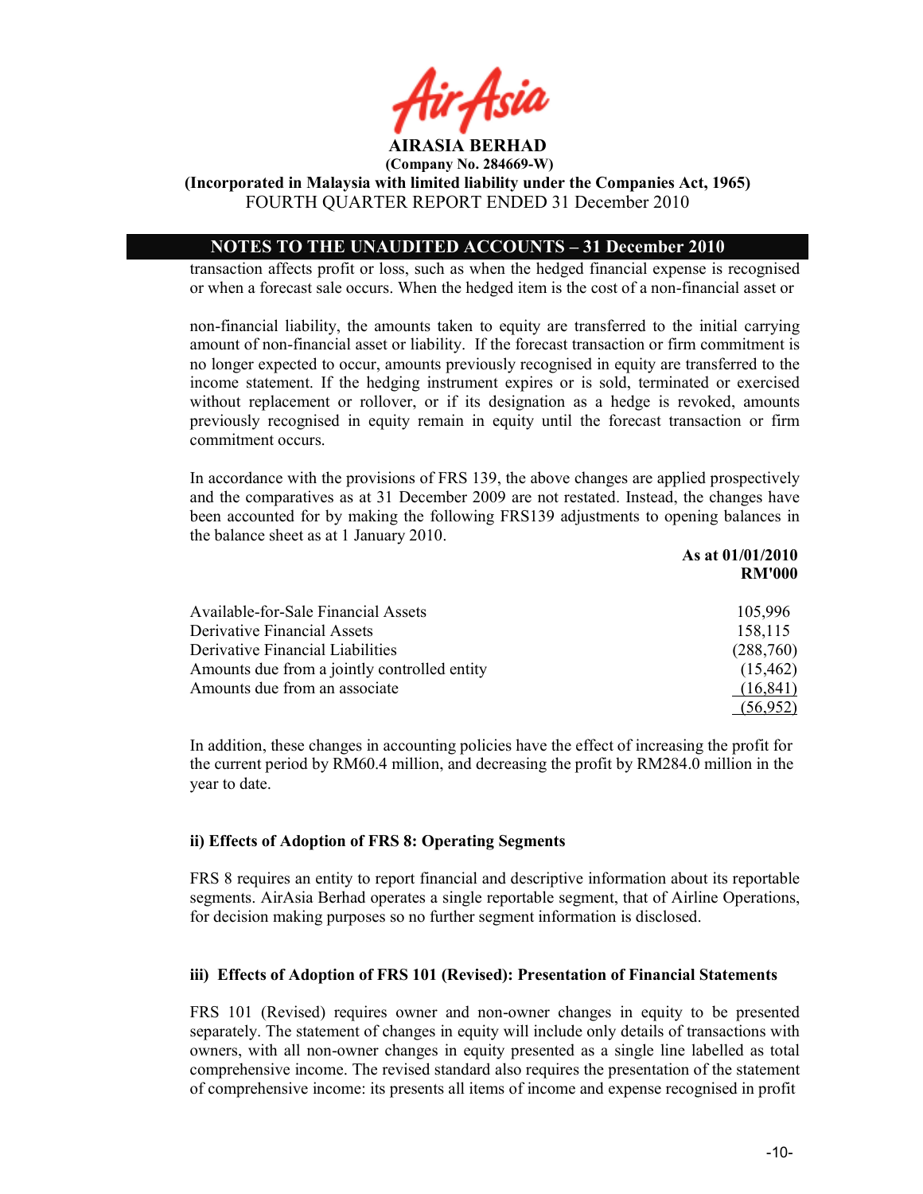transaction affects profit or loss, such as when the hedged financial expense is recognised or when a forecast sale occurs. When the hedged item is the cost of a non-financial asset or

non-financial liability, the amounts taken to equity are transferred to the initial carrying amount of non-financial asset or liability. If the forecast transaction or firm commitment is no longer expected to occur, amounts previously recognised in equity are transferred to the income statement. If the hedging instrument expires or is sold, terminated or exercised without replacement or rollover, or if its designation as a hedge is revoked, amounts previously recognised in equity remain in equity until the forecast transaction or firm commitment occurs.

In accordance with the provisions of FRS 139, the above changes are applied prospectively and the comparatives as at 31 December 2009 are not restated. Instead, the changes have been accounted for by making the following FRS139 adjustments to opening balances in the balance sheet as at 1 January 2010.

| | **As at 01/01/2010 RM'000** |
|---|---|
| Available-for-Sale Financial Assets | 105,996 |
| Derivative Financial Assets | 158,115 |
| Derivative Financial Liabilities | (288,760) |
| Amounts due from a jointly controlled entity | (15,462) |
| Amounts due from an associate | (16,841) |
| | (56,952) |

In addition, these changes in accounting policies have the effect of increasing the profit for the current period by RM60.4 million, and decreasing the profit by RM284.0 million in the year to date.

**ii) Effects of Adoption of FRS 8: Operating Segments**

FRS 8 requires an entity to report financial and descriptive information about its reportable segments. AirAsia Berhad operates a single reportable segment, that of Airline Operations, for decision making purposes so no further segment information is disclosed.

**iii) Effects of Adoption of FRS 101 (Revised): Presentation of Financial Statements**

FRS 101 (Revised) requires owner and non-owner changes in equity to be presented separately. The statement of changes in equity will include only details of transactions with owners, with all non-owner changes in equity presented as a single line labelled as total comprehensive income. The revised standard also requires the presentation of the statement of comprehensive income: its presents all items of income and expense recognised in profit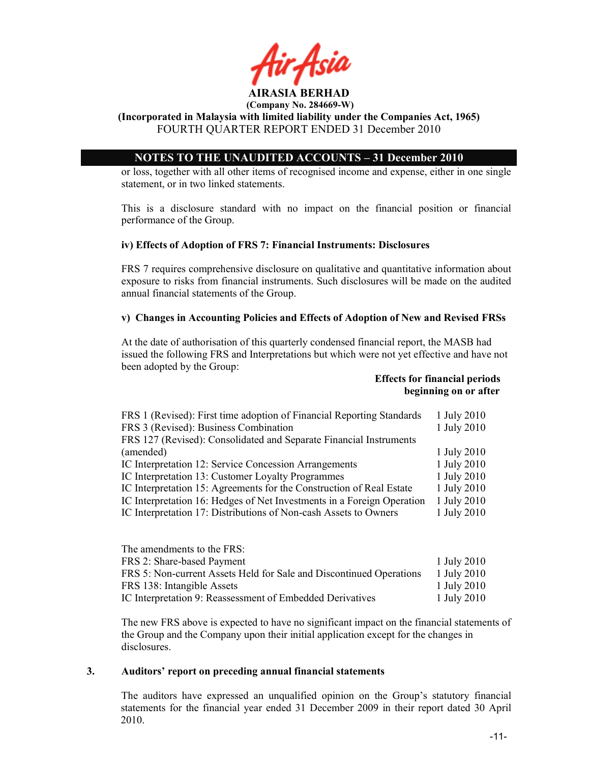## NOTES TO THE UNAUDITED ACCOUNTS – 31 December 2010

or loss, together with all other items of recognised income and expense, either in one single statement, or in two linked statements.

This is a disclosure standard with no impact on the financial position or financial performance of the Group.

**iv) Effects of Adoption of FRS 7: Financial Instruments: Disclosures**

FRS 7 requires comprehensive disclosure on qualitative and quantitative information about exposure to risks from financial instruments. Such disclosures will be made on the audited annual financial statements of the Group.

**v) Changes in Accounting Policies and Effects of Adoption of New and Revised FRSs**

At the date of authorisation of this quarterly condensed financial report, the MASB had issued the following FRS and Interpretations but which were not yet effective and have not been adopted by the Group:

| | **Effects for financial periods beginning on or after** |
|---|---|
| FRS 1 (Revised): First time adoption of Financial Reporting Standards | 1 July 2010 |
| FRS 3 (Revised): Business Combination | 1 July 2010 |
| FRS 127 (Revised): Consolidated and Separate Financial Instruments (amended) | 1 July 2010 |
| IC Interpretation 12: Service Concession Arrangements | 1 July 2010 |
| IC Interpretation 13: Customer Loyalty Programmes | 1 July 2010 |
| IC Interpretation 15: Agreements for the Construction of Real Estate | 1 July 2010 |
| IC Interpretation 16: Hedges of Net Investments in a Foreign Operation | 1 July 2010 |
| IC Interpretation 17: Distributions of Non-cash Assets to Owners | 1 July 2010 |

The amendments to the FRS:

| | |
|---|---|
| FRS 2: Share-based Payment | 1 July 2010 |
| FRS 5: Non-current Assets Held for Sale and Discontinued Operations | 1 July 2010 |
| FRS 138: Intangible Assets | 1 July 2010 |
| IC Interpretation 9: Reassessment of Embedded Derivatives | 1 July 2010 |

The new FRS above is expected to have no significant impact on the financial statements of the Group and the Company upon their initial application except for the changes in disclosures.

### 3. Auditors' report on preceding annual financial statements

The auditors have expressed an unqualified opinion on the Group's statutory financial statements for the financial year ended 31 December 2009 in their report dated 30 April 2010.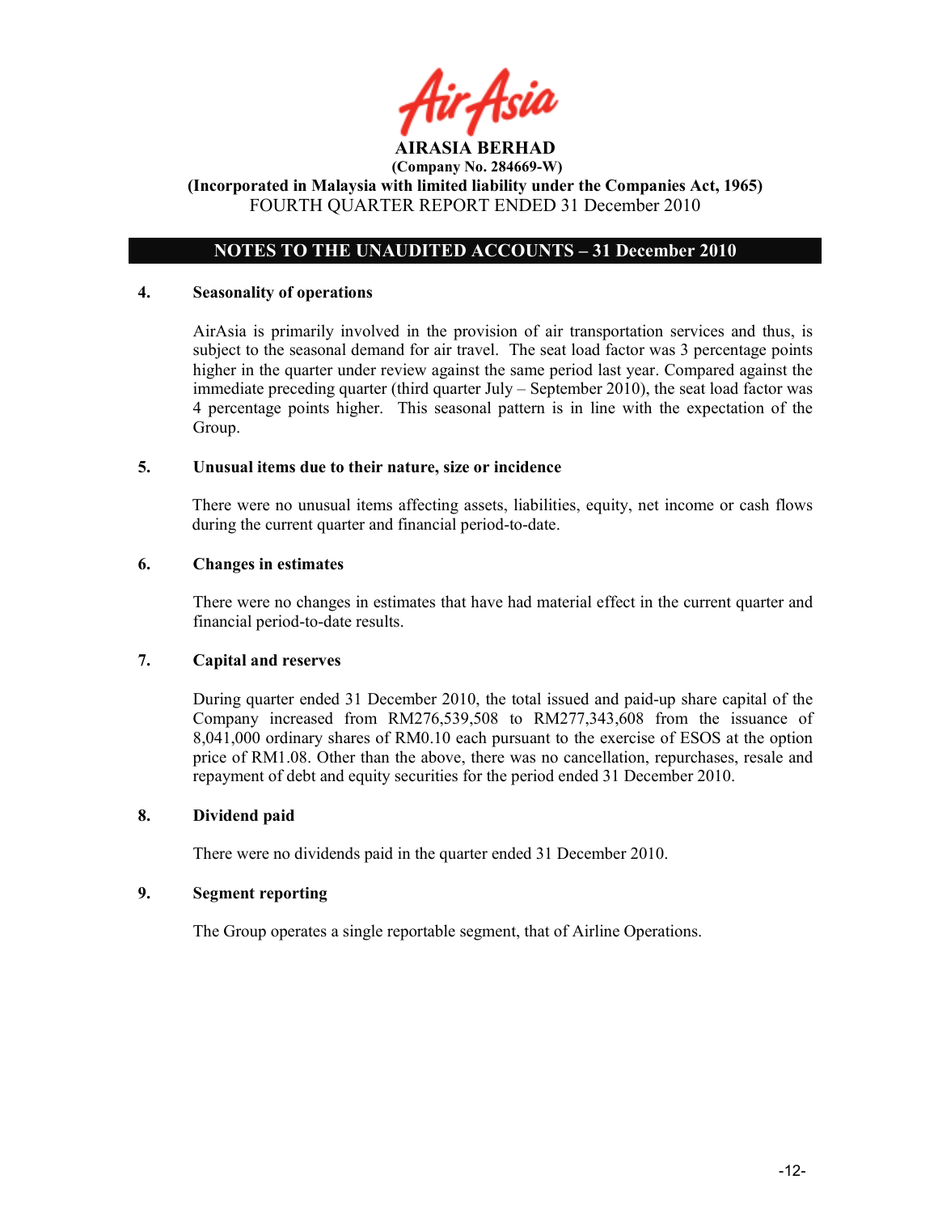**AIRASIA BERHAD**
**(Company No. 284669-W)**
**(Incorporated in Malaysia with limited liability under the Companies Act, 1965)**
FOURTH QUARTER REPORT ENDED 31 December 2010

## NOTES TO THE UNAUDITED ACCOUNTS – 31 December 2010

### 4. Seasonality of operations

AirAsia is primarily involved in the provision of air transportation services and thus, is subject to the seasonal demand for air travel. The seat load factor was 3 percentage points higher in the quarter under review against the same period last year. Compared against the immediate preceding quarter (third quarter July – September 2010), the seat load factor was 4 percentage points higher. This seasonal pattern is in line with the expectation of the Group.

### 5. Unusual items due to their nature, size or incidence

There were no unusual items affecting assets, liabilities, equity, net income or cash flows during the current quarter and financial period-to-date.

### 6. Changes in estimates

There were no changes in estimates that have had material effect in the current quarter and financial period-to-date results.

### 7. Capital and reserves

During quarter ended 31 December 2010, the total issued and paid-up share capital of the Company increased from RM276,539,508 to RM277,343,608 from the issuance of 8,041,000 ordinary shares of RM0.10 each pursuant to the exercise of ESOS at the option price of RM1.08. Other than the above, there was no cancellation, repurchases, resale and repayment of debt and equity securities for the period ended 31 December 2010.

### 8. Dividend paid

There were no dividends paid in the quarter ended 31 December 2010.

### 9. Segment reporting

The Group operates a single reportable segment, that of Airline Operations.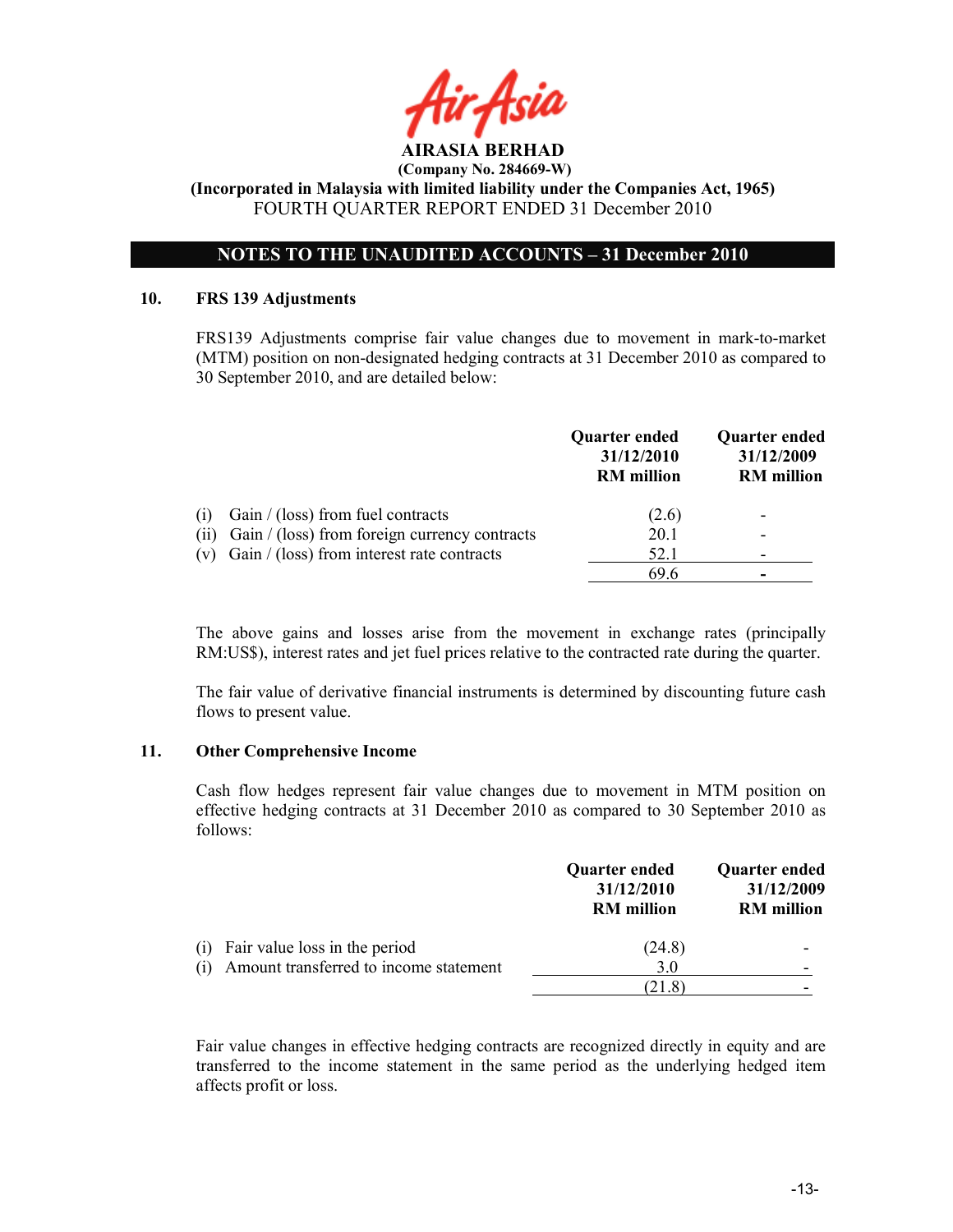**AIRASIA BERHAD**
**(Company No. 284669-W)**
**(Incorporated in Malaysia with limited liability under the Companies Act, 1965)**
FOURTH QUARTER REPORT ENDED 31 December 2010

## NOTES TO THE UNAUDITED ACCOUNTS – 31 December 2010

### 10. FRS 139 Adjustments

FRS139 Adjustments comprise fair value changes due to movement in mark-to-market (MTM) position on non-designated hedging contracts at 31 December 2010 as compared to 30 September 2010, and are detailed below:

| | Quarter ended 31/12/2010 RM million | Quarter ended 31/12/2009 RM million |
|---|---|---|
| (i) Gain / (loss) from fuel contracts | (2.6) | - |
| (ii) Gain / (loss) from foreign currency contracts | 20.1 | - |
| (v) Gain / (loss) from interest rate contracts | 52.1 | - |
| | 69.6 | - |

The above gains and losses arise from the movement in exchange rates (principally RM:US$), interest rates and jet fuel prices relative to the contracted rate during the quarter.

The fair value of derivative financial instruments is determined by discounting future cash flows to present value.

### 11. Other Comprehensive Income

Cash flow hedges represent fair value changes due to movement in MTM position on effective hedging contracts at 31 December 2010 as compared to 30 September 2010 as follows:

| | Quarter ended 31/12/2010 RM million | Quarter ended 31/12/2009 RM million |
|---|---|---|
| (i) Fair value loss in the period | (24.8) | - |
| (i) Amount transferred to income statement | 3.0 | - |
| | (21.8) | - |

Fair value changes in effective hedging contracts are recognized directly in equity and are transferred to the income statement in the same period as the underlying hedged item affects profit or loss.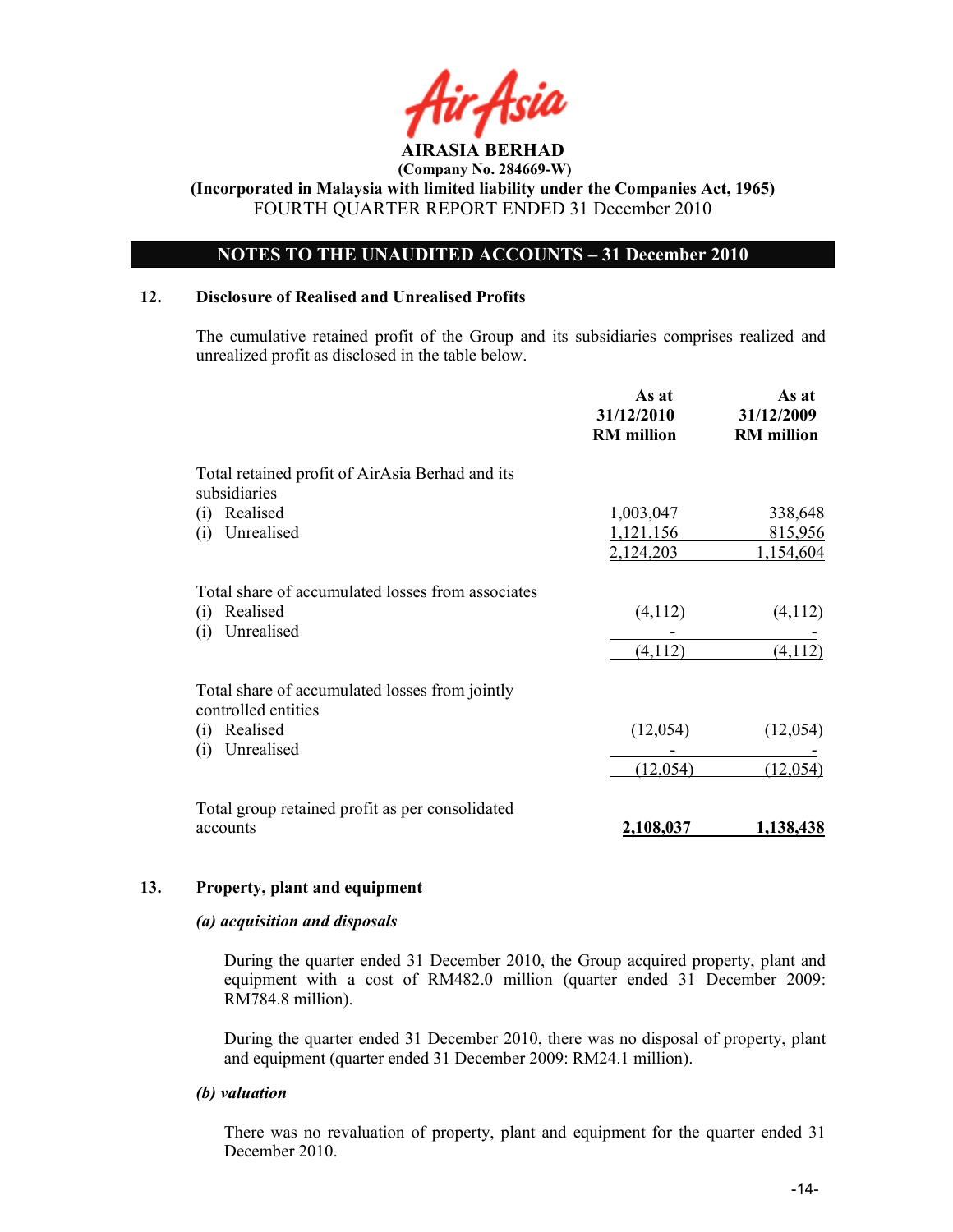**AIRASIA BERHAD**
**(Company No. 284669-W)**
**(Incorporated in Malaysia with limited liability under the Companies Act, 1965)**
FOURTH QUARTER REPORT ENDED 31 December 2010

## NOTES TO THE UNAUDITED ACCOUNTS – 31 December 2010

### 12. Disclosure of Realised and Unrealised Profits

The cumulative retained profit of the Group and its subsidiaries comprises realized and unrealized profit as disclosed in the table below.

| | As at 31/12/2010 RM million | As at 31/12/2009 RM million |
|---|---|---|
| Total retained profit of AirAsia Berhad and its subsidiaries | | |
| (i) Realised | 1,003,047 | 338,648 |
| (i) Unrealised | 1,121,156 | 815,956 |
| | 2,124,203 | 1,154,604 |
| Total share of accumulated losses from associates | | |
| (i) Realised | (4,112) | (4,112) |
| (i) Unrealised | - | - |
| | (4,112) | (4,112) |
| Total share of accumulated losses from jointly controlled entities | | |
| (i) Realised | (12,054) | (12,054) |
| (i) Unrealised | - | - |
| | (12,054) | (12,054) |
| Total group retained profit as per consolidated accounts | **2,108,037** | **1,138,438** |

### 13. Property, plant and equipment

***(a) acquisition and disposals***

During the quarter ended 31 December 2010, the Group acquired property, plant and equipment with a cost of RM482.0 million (quarter ended 31 December 2009: RM784.8 million).

During the quarter ended 31 December 2010, there was no disposal of property, plant and equipment (quarter ended 31 December 2009: RM24.1 million).

***(b) valuation***

There was no revaluation of property, plant and equipment for the quarter ended 31 December 2010.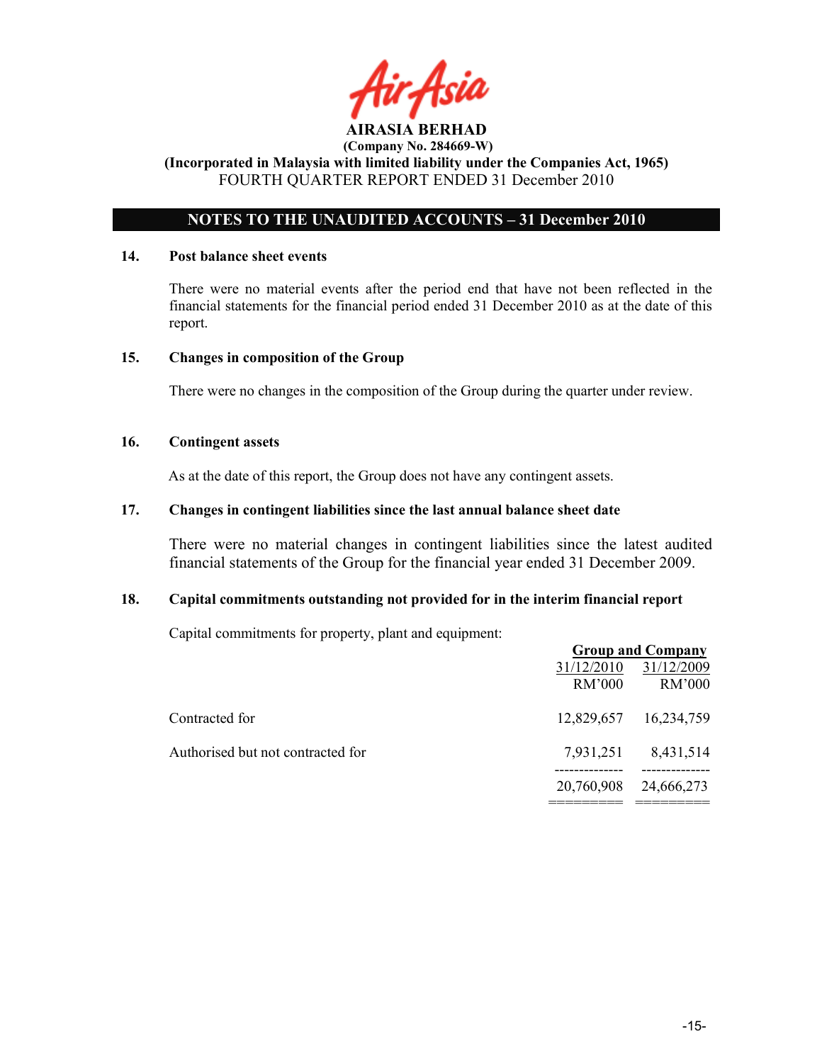**AIRASIA BERHAD**
**(Company No. 284669-W)**
**(Incorporated in Malaysia with limited liability under the Companies Act, 1965)**
FOURTH QUARTER REPORT ENDED 31 December 2010

## NOTES TO THE UNAUDITED ACCOUNTS – 31 December 2010

### 14. Post balance sheet events

There were no material events after the period end that have not been reflected in the financial statements for the financial period ended 31 December 2010 as at the date of this report.

### 15. Changes in composition of the Group

There were no changes in the composition of the Group during the quarter under review.

### 16. Contingent assets

As at the date of this report, the Group does not have any contingent assets.

### 17. Changes in contingent liabilities since the last annual balance sheet date

There were no material changes in contingent liabilities since the latest audited financial statements of the Group for the financial year ended 31 December 2009.

### 18. Capital commitments outstanding not provided for in the interim financial report

Capital commitments for property, plant and equipment:

| | Group and Company | |
|---|---|---|
| | 31/12/2010 | 31/12/2009 |
| | RM'000 | RM'000 |
| Contracted for | 12,829,657 | 16,234,759 |
| Authorised but not contracted for | 7,931,251 | 8,431,514 |
| | 20,760,908 | 24,666,273 |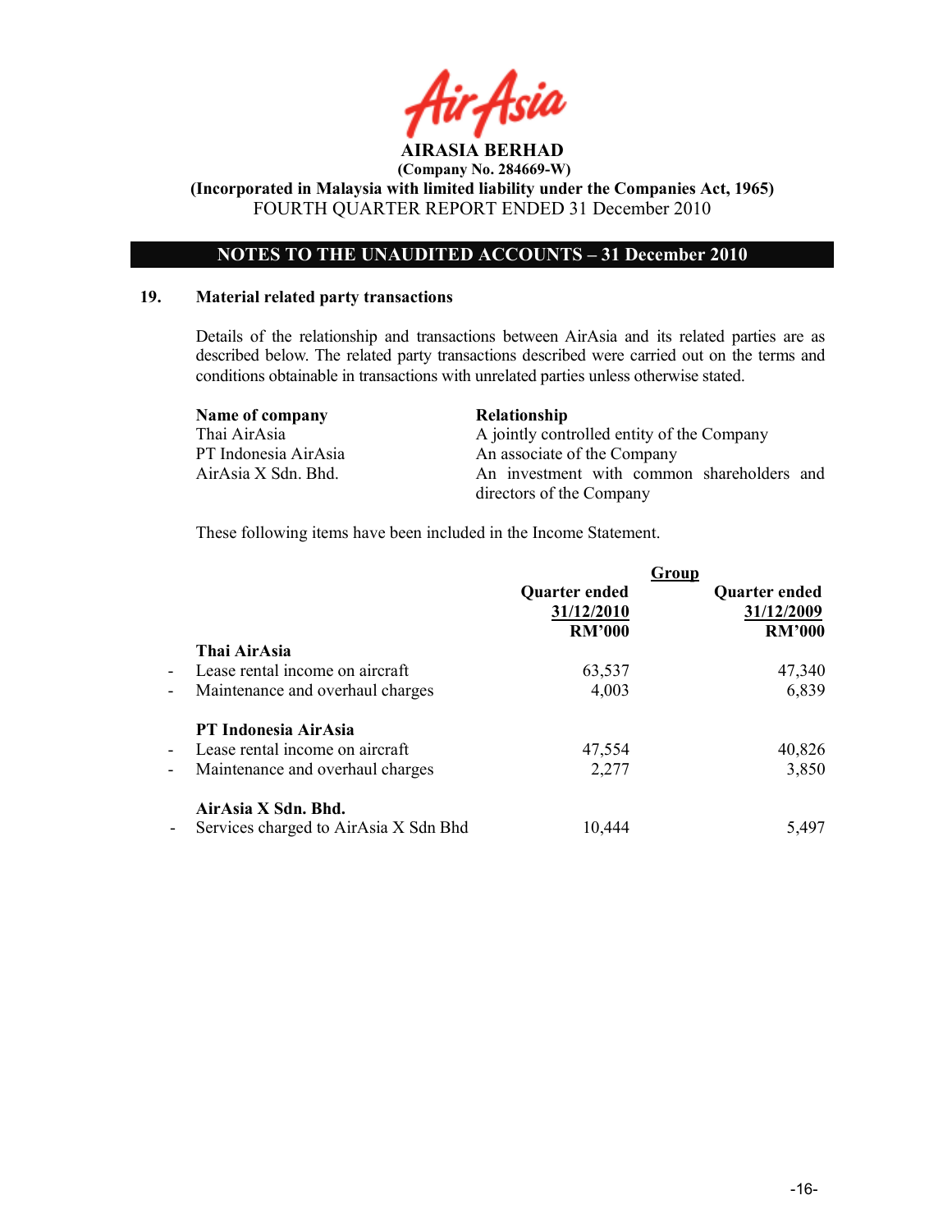**AIRASIA BERHAD**
**(Company No. 284669-W)**
**(Incorporated in Malaysia with limited liability under the Companies Act, 1965)**
FOURTH QUARTER REPORT ENDED 31 December 2010

## NOTES TO THE UNAUDITED ACCOUNTS – 31 December 2010

### 19. Material related party transactions

Details of the relationship and transactions between AirAsia and its related parties are as described below. The related party transactions described were carried out on the terms and conditions obtainable in transactions with unrelated parties unless otherwise stated.

| Name of company | Relationship |
|---|---|
| Thai AirAsia | A jointly controlled entity of the Company |
| PT Indonesia AirAsia | An associate of the Company |
| AirAsia X Sdn. Bhd. | An investment with common shareholders and directors of the Company |

These following items have been included in the Income Statement.

| | Group | |
|---|---|---|
| | Quarter ended 31/12/2010 RM'000 | Quarter ended 31/12/2009 RM'000 |
| **Thai AirAsia** | | |
| - Lease rental income on aircraft | 63,537 | 47,340 |
| - Maintenance and overhaul charges | 4,003 | 6,839 |
| **PT Indonesia AirAsia** | | |
| - Lease rental income on aircraft | 47,554 | 40,826 |
| - Maintenance and overhaul charges | 2,277 | 3,850 |
| **AirAsia X Sdn. Bhd.** | | |
| - Services charged to AirAsia X Sdn Bhd | 10,444 | 5,497 |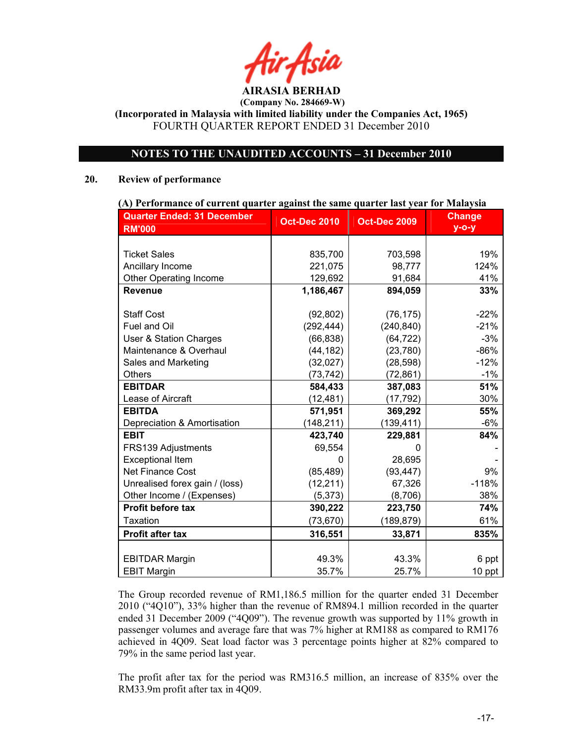AirAsia

**AIRASIA BERHAD**
**(Company No. 284669-W)**
**(Incorporated in Malaysia with limited liability under the Companies Act, 1965)**
FOURTH QUARTER REPORT ENDED 31 December 2010

## NOTES TO THE UNAUDITED ACCOUNTS – 31 December 2010

### 20. Review of performance

**(A) Performance of current quarter against the same quarter last year for Malaysia**

| Quarter Ended: 31 December RM'000 | Oct-Dec 2010 | Oct-Dec 2009 | Change y-o-y |
|---|---|---|---|
| Ticket Sales | 835,700 | 703,598 | 19% |
| Ancillary Income | 221,075 | 98,777 | 124% |
| Other Operating Income | 129,692 | 91,684 | 41% |
| **Revenue** | **1,186,467** | **894,059** | **33%** |
| Staff Cost | (92,802) | (76,175) | -22% |
| Fuel and Oil | (292,444) | (240,840) | -21% |
| User & Station Charges | (66,838) | (64,722) | -3% |
| Maintenance & Overhaul | (44,182) | (23,780) | -86% |
| Sales and Marketing | (32,027) | (28,598) | -12% |
| Others | (73,742) | (72,861) | -1% |
| **EBITDAR** | **584,433** | **387,083** | **51%** |
| Lease of Aircraft | (12,481) | (17,792) | 30% |
| **EBITDA** | **571,951** | **369,292** | **55%** |
| Depreciation & Amortisation | (148,211) | (139,411) | -6% |
| **EBIT** | **423,740** | **229,881** | **84%** |
| FRS139 Adjustments | 69,554 | 0 | - |
| Exceptional Item | 0 | 28,695 | - |
| Net Finance Cost | (85,489) | (93,447) | 9% |
| Unrealised forex gain / (loss) | (12,211) | 67,326 | -118% |
| Other Income / (Expenses) | (5,373) | (8,706) | 38% |
| **Profit before tax** | **390,222** | **223,750** | **74%** |
| Taxation | (73,670) | (189,879) | 61% |
| **Profit after tax** | **316,551** | **33,871** | **835%** |
| EBITDAR Margin | 49.3% | 43.3% | 6 ppt |
| EBIT Margin | 35.7% | 25.7% | 10 ppt |

The Group recorded revenue of RM1,186.5 million for the quarter ended 31 December 2010 ("4Q10"), 33% higher than the revenue of RM894.1 million recorded in the quarter ended 31 December 2009 ("4Q09"). The revenue growth was supported by 11% growth in passenger volumes and average fare that was 7% higher at RM188 as compared to RM176 achieved in 4Q09. Seat load factor was 3 percentage points higher at 82% compared to 79% in the same period last year.

The profit after tax for the period was RM316.5 million, an increase of 835% over the RM33.9m profit after tax in 4Q09.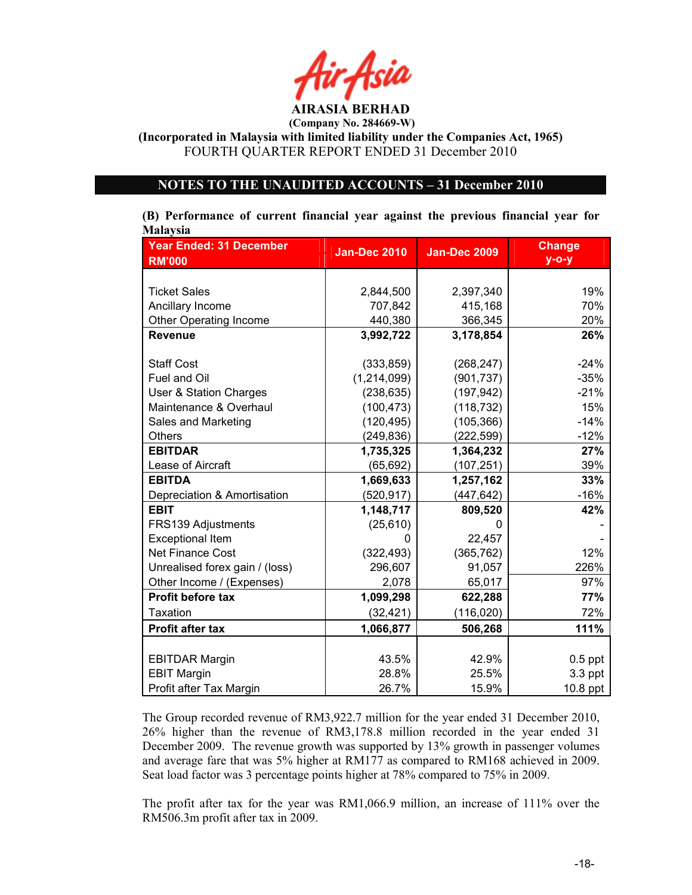**AIRASIA BERHAD**
**(Company No. 284669-W)**
**(Incorporated in Malaysia with limited liability under the Companies Act, 1965)**
FOURTH QUARTER REPORT ENDED 31 December 2010

## NOTES TO THE UNAUDITED ACCOUNTS – 31 December 2010

**(B) Performance of current financial year against the previous financial year for Malaysia**

| Year Ended: 31 December RM'000 | Jan-Dec 2010 | Jan-Dec 2009 | Change y-o-y |
|---|---|---|---|
| Ticket Sales | 2,844,500 | 2,397,340 | 19% |
| Ancillary Income | 707,842 | 415,168 | 70% |
| Other Operating Income | 440,380 | 366,345 | 20% |
| **Revenue** | **3,992,722** | **3,178,854** | **26%** |
| Staff Cost | (333,859) | (268,247) | -24% |
| Fuel and Oil | (1,214,099) | (901,737) | -35% |
| User & Station Charges | (238,635) | (197,942) | -21% |
| Maintenance & Overhaul | (100,473) | (118,732) | 15% |
| Sales and Marketing | (120,495) | (105,366) | -14% |
| Others | (249,836) | (222,599) | -12% |
| **EBITDAR** | **1,735,325** | **1,364,232** | **27%** |
| Lease of Aircraft | (65,692) | (107,251) | 39% |
| **EBITDA** | **1,669,633** | **1,257,162** | **33%** |
| Depreciation & Amortisation | (520,917) | (447,642) | -16% |
| **EBIT** | **1,148,717** | **809,520** | **42%** |
| FRS139 Adjustments | (25,610) | 0 | - |
| Exceptional Item | 0 | 22,457 | - |
| Net Finance Cost | (322,493) | (365,762) | 12% |
| Unrealised forex gain / (loss) | 296,607 | 91,057 | 226% |
| Other Income / (Expenses) | 2,078 | 65,017 | 97% |
| **Profit before tax** | **1,099,298** | **622,288** | **77%** |
| Taxation | (32,421) | (116,020) | 72% |
| **Profit after tax** | **1,066,877** | **506,268** | **111%** |
| EBITDAR Margin | 43.5% | 42.9% | 0.5 ppt |
| EBIT Margin | 28.8% | 25.5% | 3.3 ppt |
| Profit after Tax Margin | 26.7% | 15.9% | 10.8 ppt |

The Group recorded revenue of RM3,922.7 million for the year ended 31 December 2010, 26% higher than the revenue of RM3,178.8 million recorded in the year ended 31 December 2009. The revenue growth was supported by 13% growth in passenger volumes and average fare that was 5% higher at RM177 as compared to RM168 achieved in 2009. Seat load factor was 3 percentage points higher at 78% compared to 75% in 2009.

The profit after tax for the year was RM1,066.9 million, an increase of 111% over the RM506.3m profit after tax in 2009.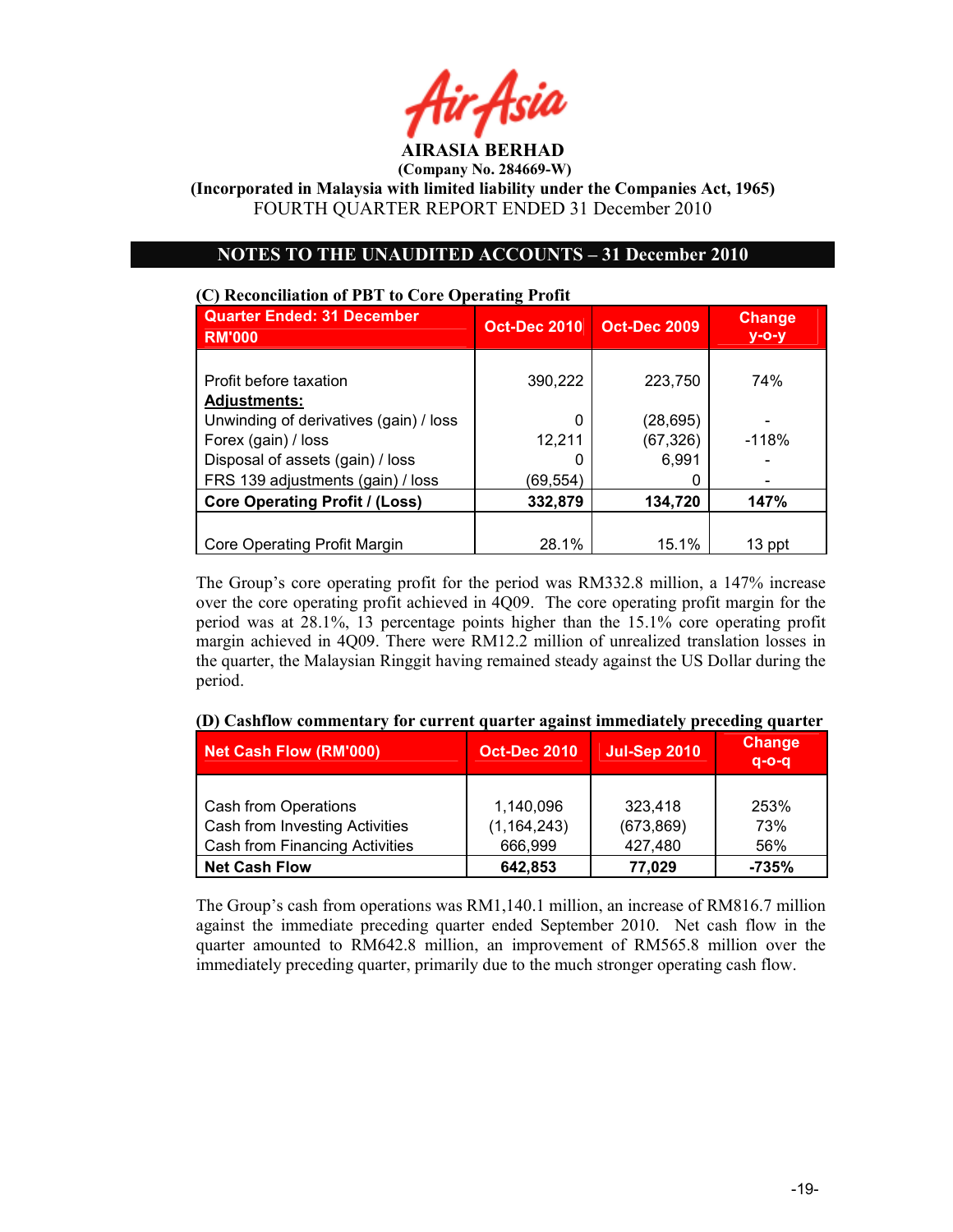AIRASIA BERHAD

(Company No. 284669-W)

(Incorporated in Malaysia with limited liability under the Companies Act, 1965)

FOURTH QUARTER REPORT ENDED 31 December 2010

## NOTES TO THE UNAUDITED ACCOUNTS – 31 December 2010

### (C) Reconciliation of PBT to Core Operating Profit

| Quarter Ended: 31 December RM'000 | Oct-Dec 2010 | Oct-Dec 2009 | Change y-o-y |
|---|---|---|---|
| Profit before taxation | 390,222 | 223,750 | 74% |
| **Adjustments:** | | | |
| Unwinding of derivatives (gain) / loss | 0 | (28,695) | - |
| Forex (gain) / loss | 12,211 | (67,326) | -118% |
| Disposal of assets (gain) / loss | 0 | 6,991 | - |
| FRS 139 adjustments (gain) / loss | (69,554) | 0 | - |
| **Core Operating Profit / (Loss)** | **332,879** | **134,720** | **147%** |
| Core Operating Profit Margin | 28.1% | 15.1% | 13 ppt |

The Group's core operating profit for the period was RM332.8 million, a 147% increase over the core operating profit achieved in 4Q09. The core operating profit margin for the period was at 28.1%, 13 percentage points higher than the 15.1% core operating profit margin achieved in 4Q09. There were RM12.2 million of unrealized translation losses in the quarter, the Malaysian Ringgit having remained steady against the US Dollar during the period.

### (D) Cashflow commentary for current quarter against immediately preceding quarter

| Net Cash Flow (RM'000) | Oct-Dec 2010 | Jul-Sep 2010 | Change q-o-q |
|---|---|---|---|
| Cash from Operations | 1,140,096 | 323,418 | 253% |
| Cash from Investing Activities | (1,164,243) | (673,869) | 73% |
| Cash from Financing Activities | 666,999 | 427,480 | 56% |
| **Net Cash Flow** | **642,853** | **77,029** | **-735%** |

The Group's cash from operations was RM1,140.1 million, an increase of RM816.7 million against the immediate preceding quarter ended September 2010. Net cash flow in the quarter amounted to RM642.8 million, an improvement of RM565.8 million over the immediately preceding quarter, primarily due to the much stronger operating cash flow.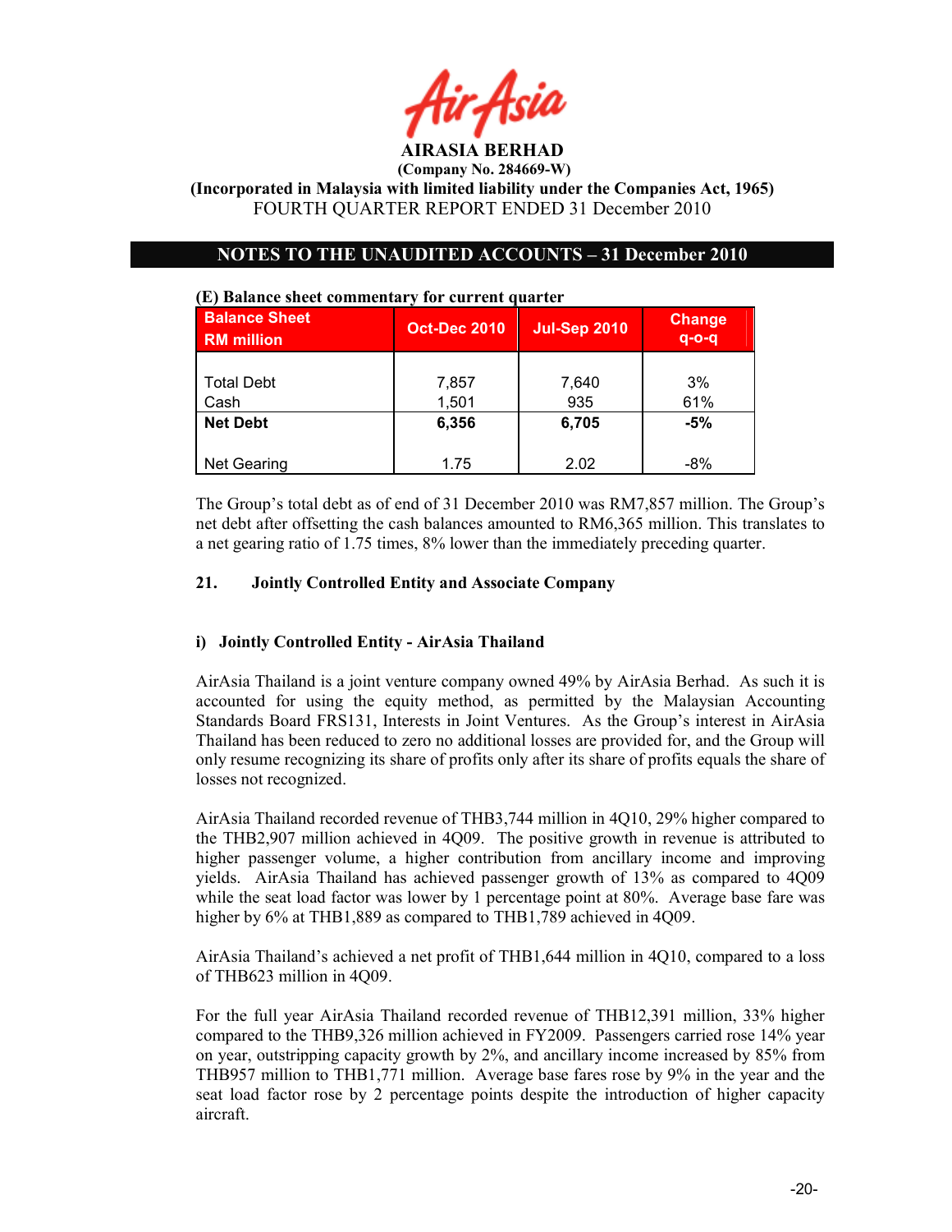**AIRASIA BERHAD**
**(Company No. 284669-W)**
**(Incorporated in Malaysia with limited liability under the Companies Act, 1965)**
FOURTH QUARTER REPORT ENDED 31 December 2010

## NOTES TO THE UNAUDITED ACCOUNTS – 31 December 2010

**(E) Balance sheet commentary for current quarter**

| Balance Sheet RM million | Oct-Dec 2010 | Jul-Sep 2010 | Change q-o-q |
|---|---|---|---|
| Total Debt | 7,857 | 7,640 | 3% |
| Cash | 1,501 | 935 | 61% |
| **Net Debt** | **6,356** | **6,705** | **-5%** |
| Net Gearing | 1.75 | 2.02 | -8% |

The Group's total debt as of end of 31 December 2010 was RM7,857 million. The Group's net debt after offsetting the cash balances amounted to RM6,365 million. This translates to a net gearing ratio of 1.75 times, 8% lower than the immediately preceding quarter.

### 21. Jointly Controlled Entity and Associate Company

#### i) Jointly Controlled Entity - AirAsia Thailand

AirAsia Thailand is a joint venture company owned 49% by AirAsia Berhad. As such it is accounted for using the equity method, as permitted by the Malaysian Accounting Standards Board FRS131, Interests in Joint Ventures. As the Group's interest in AirAsia Thailand has been reduced to zero no additional losses are provided for, and the Group will only resume recognizing its share of profits only after its share of profits equals the share of losses not recognized.

AirAsia Thailand recorded revenue of THB3,744 million in 4Q10, 29% higher compared to the THB2,907 million achieved in 4Q09. The positive growth in revenue is attributed to higher passenger volume, a higher contribution from ancillary income and improving yields. AirAsia Thailand has achieved passenger growth of 13% as compared to 4Q09 while the seat load factor was lower by 1 percentage point at 80%. Average base fare was higher by 6% at THB1,889 as compared to THB1,789 achieved in 4Q09.

AirAsia Thailand's achieved a net profit of THB1,644 million in 4Q10, compared to a loss of THB623 million in 4Q09.

For the full year AirAsia Thailand recorded revenue of THB12,391 million, 33% higher compared to the THB9,326 million achieved in FY2009. Passengers carried rose 14% year on year, outstripping capacity growth by 2%, and ancillary income increased by 85% from THB957 million to THB1,771 million. Average base fares rose by 9% in the year and the seat load factor rose by 2 percentage points despite the introduction of higher capacity aircraft.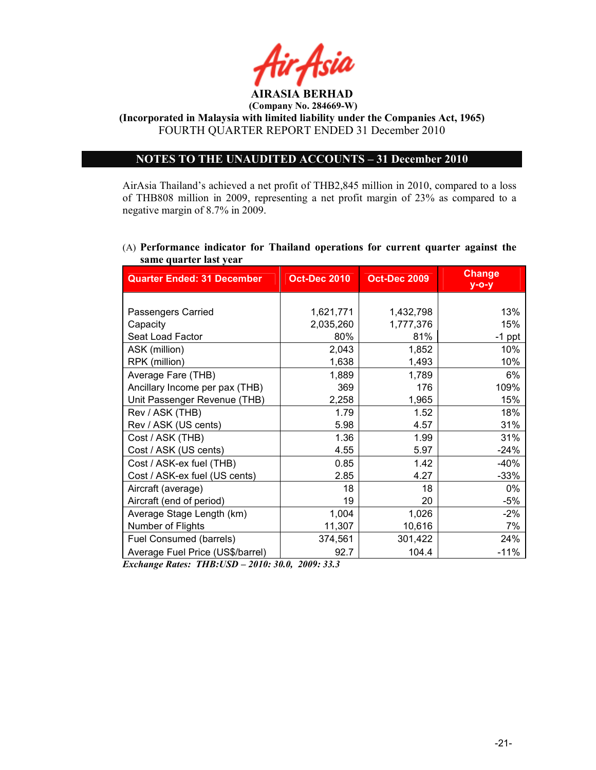**AIRASIA BERHAD**
**(Company No. 284669-W)**
**(Incorporated in Malaysia with limited liability under the Companies Act, 1965)**
FOURTH QUARTER REPORT ENDED 31 December 2010

## NOTES TO THE UNAUDITED ACCOUNTS – 31 December 2010

AirAsia Thailand's achieved a net profit of THB2,845 million in 2010, compared to a loss of THB808 million in 2009, representing a net profit margin of 23% as compared to a negative margin of 8.7% in 2009.

(A) **Performance indicator for Thailand operations for current quarter against the same quarter last year**

| Quarter Ended: 31 December | Oct-Dec 2010 | Oct-Dec 2009 | Change y-o-y |
|---|---|---|---|
| Passengers Carried | 1,621,771 | 1,432,798 | 13% |
| Capacity | 2,035,260 | 1,777,376 | 15% |
| Seat Load Factor | 80% | 81% | -1 ppt |
| ASK (million) | 2,043 | 1,852 | 10% |
| RPK (million) | 1,638 | 1,493 | 10% |
| Average Fare (THB) | 1,889 | 1,789 | 6% |
| Ancillary Income per pax (THB) | 369 | 176 | 109% |
| Unit Passenger Revenue (THB) | 2,258 | 1,965 | 15% |
| Rev / ASK (THB) | 1.79 | 1.52 | 18% |
| Rev / ASK (US cents) | 5.98 | 4.57 | 31% |
| Cost / ASK (THB) | 1.36 | 1.99 | 31% |
| Cost / ASK (US cents) | 4.55 | 5.97 | -24% |
| Cost / ASK-ex fuel (THB) | 0.85 | 1.42 | -40% |
| Cost / ASK-ex fuel (US cents) | 2.85 | 4.27 | -33% |
| Aircraft (average) | 18 | 18 | 0% |
| Aircraft (end of period) | 19 | 20 | -5% |
| Average Stage Length (km) | 1,004 | 1,026 | -2% |
| Number of Flights | 11,307 | 10,616 | 7% |
| Fuel Consumed (barrels) | 374,561 | 301,422 | 24% |
| Average Fuel Price (US$/barrel) | 92.7 | 104.4 | -11% |

***Exchange Rates: THB:USD – 2010: 30.0, 2009: 33.3***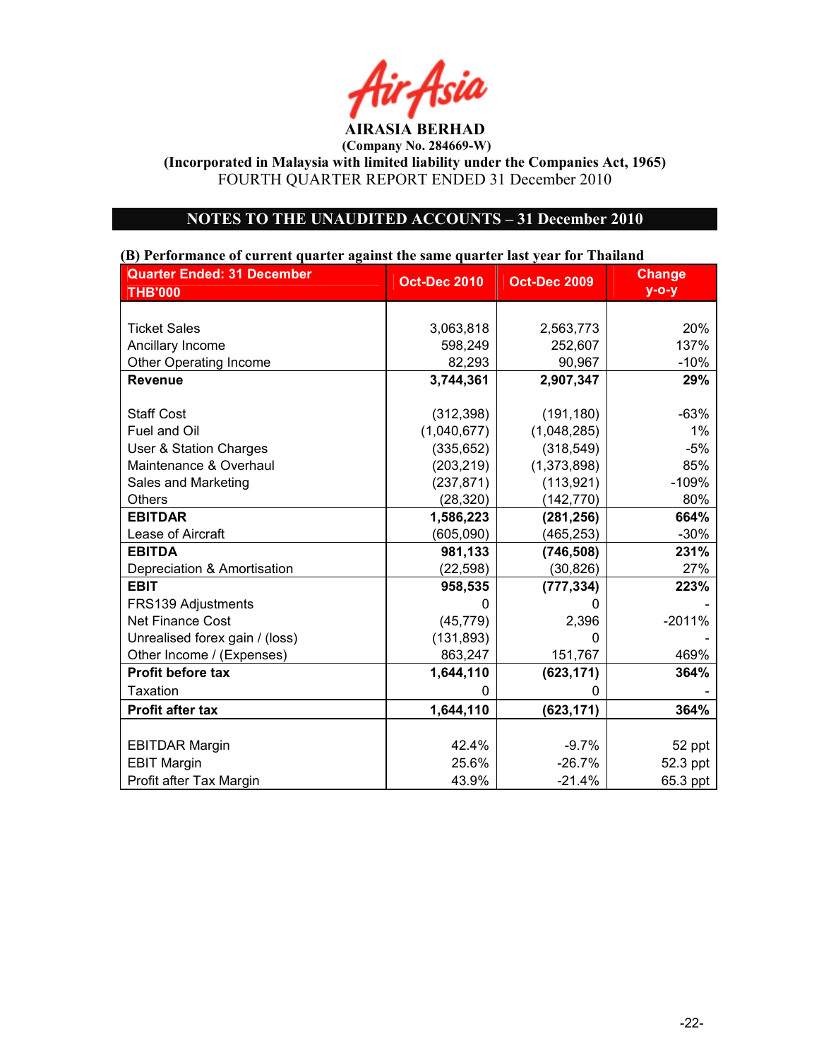**AIRASIA BERHAD**
**(Company No. 284669-W)**
**(Incorporated in Malaysia with limited liability under the Companies Act, 1965)**
FOURTH QUARTER REPORT ENDED 31 December 2010

## NOTES TO THE UNAUDITED ACCOUNTS – 31 December 2010

**(B) Performance of current quarter against the same quarter last year for Thailand**

| Quarter Ended: 31 December THB'000 | Oct-Dec 2010 | Oct-Dec 2009 | Change y-o-y |
|---|---|---|---|
| Ticket Sales | 3,063,818 | 2,563,773 | 20% |
| Ancillary Income | 598,249 | 252,607 | 137% |
| Other Operating Income | 82,293 | 90,967 | -10% |
| **Revenue** | **3,744,361** | **2,907,347** | **29%** |
| Staff Cost | (312,398) | (191,180) | -63% |
| Fuel and Oil | (1,040,677) | (1,048,285) | 1% |
| User & Station Charges | (335,652) | (318,549) | -5% |
| Maintenance & Overhaul | (203,219) | (1,373,898) | 85% |
| Sales and Marketing | (237,871) | (113,921) | -109% |
| Others | (28,320) | (142,770) | 80% |
| **EBITDAR** | **1,586,223** | **(281,256)** | **664%** |
| Lease of Aircraft | (605,090) | (465,253) | -30% |
| **EBITDA** | **981,133** | **(746,508)** | **231%** |
| Depreciation & Amortisation | (22,598) | (30,826) | 27% |
| **EBIT** | **958,535** | **(777,334)** | **223%** |
| FRS139 Adjustments | 0 | 0 | - |
| Net Finance Cost | (45,779) | 2,396 | -2011% |
| Unrealised forex gain / (loss) | (131,893) | 0 | - |
| Other Income / (Expenses) | 863,247 | 151,767 | 469% |
| **Profit before tax** | **1,644,110** | **(623,171)** | **364%** |
| Taxation | 0 | 0 | - |
| **Profit after tax** | **1,644,110** | **(623,171)** | **364%** |
| EBITDAR Margin | 42.4% | -9.7% | 52 ppt |
| EBIT Margin | 25.6% | -26.7% | 52.3 ppt |
| Profit after Tax Margin | 43.9% | -21.4% | 65.3 ppt |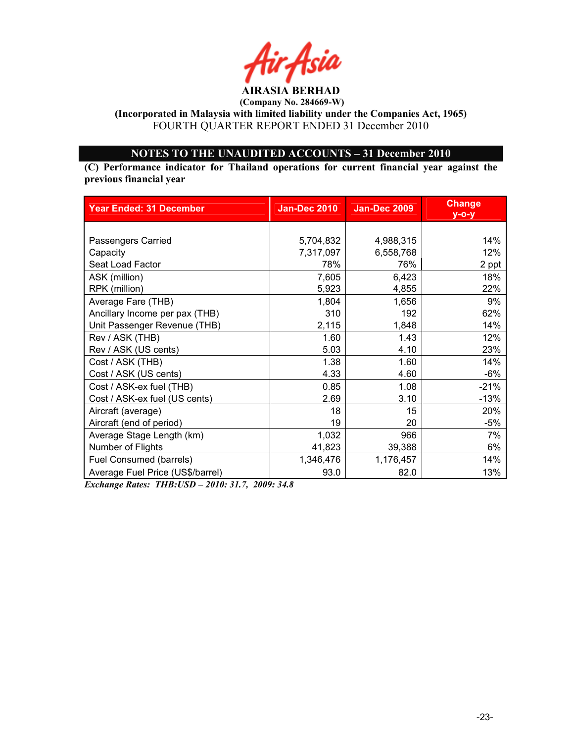AIRASIA BERHAD

(Company No. 284669-W)

(Incorporated in Malaysia with limited liability under the Companies Act, 1965)

FOURTH QUARTER REPORT ENDED 31 December 2010

## NOTES TO THE UNAUDITED ACCOUNTS – 31 December 2010

**(C) Performance indicator for Thailand operations for current financial year against the previous financial year**

| Year Ended: 31 December | Jan-Dec 2010 | Jan-Dec 2009 | Change y-o-y |
|---|---|---|---|
| Passengers Carried | 5,704,832 | 4,988,315 | 14% |
| Capacity | 7,317,097 | 6,558,768 | 12% |
| Seat Load Factor | 78% | 76% | 2 ppt |
| ASK (million) | 7,605 | 6,423 | 18% |
| RPK (million) | 5,923 | 4,855 | 22% |
| Average Fare (THB) | 1,804 | 1,656 | 9% |
| Ancillary Income per pax (THB) | 310 | 192 | 62% |
| Unit Passenger Revenue (THB) | 2,115 | 1,848 | 14% |
| Rev / ASK (THB) | 1.60 | 1.43 | 12% |
| Rev / ASK (US cents) | 5.03 | 4.10 | 23% |
| Cost / ASK (THB) | 1.38 | 1.60 | 14% |
| Cost / ASK (US cents) | 4.33 | 4.60 | -6% |
| Cost / ASK-ex fuel (THB) | 0.85 | 1.08 | -21% |
| Cost / ASK-ex fuel (US cents) | 2.69 | 3.10 | -13% |
| Aircraft (average) | 18 | 15 | 20% |
| Aircraft (end of period) | 19 | 20 | -5% |
| Average Stage Length (km) | 1,032 | 966 | 7% |
| Number of Flights | 41,823 | 39,388 | 6% |
| Fuel Consumed (barrels) | 1,346,476 | 1,176,457 | 14% |
| Average Fuel Price (US$/barrel) | 93.0 | 82.0 | 13% |

***Exchange Rates: THB:USD – 2010: 31.7, 2009: 34.8***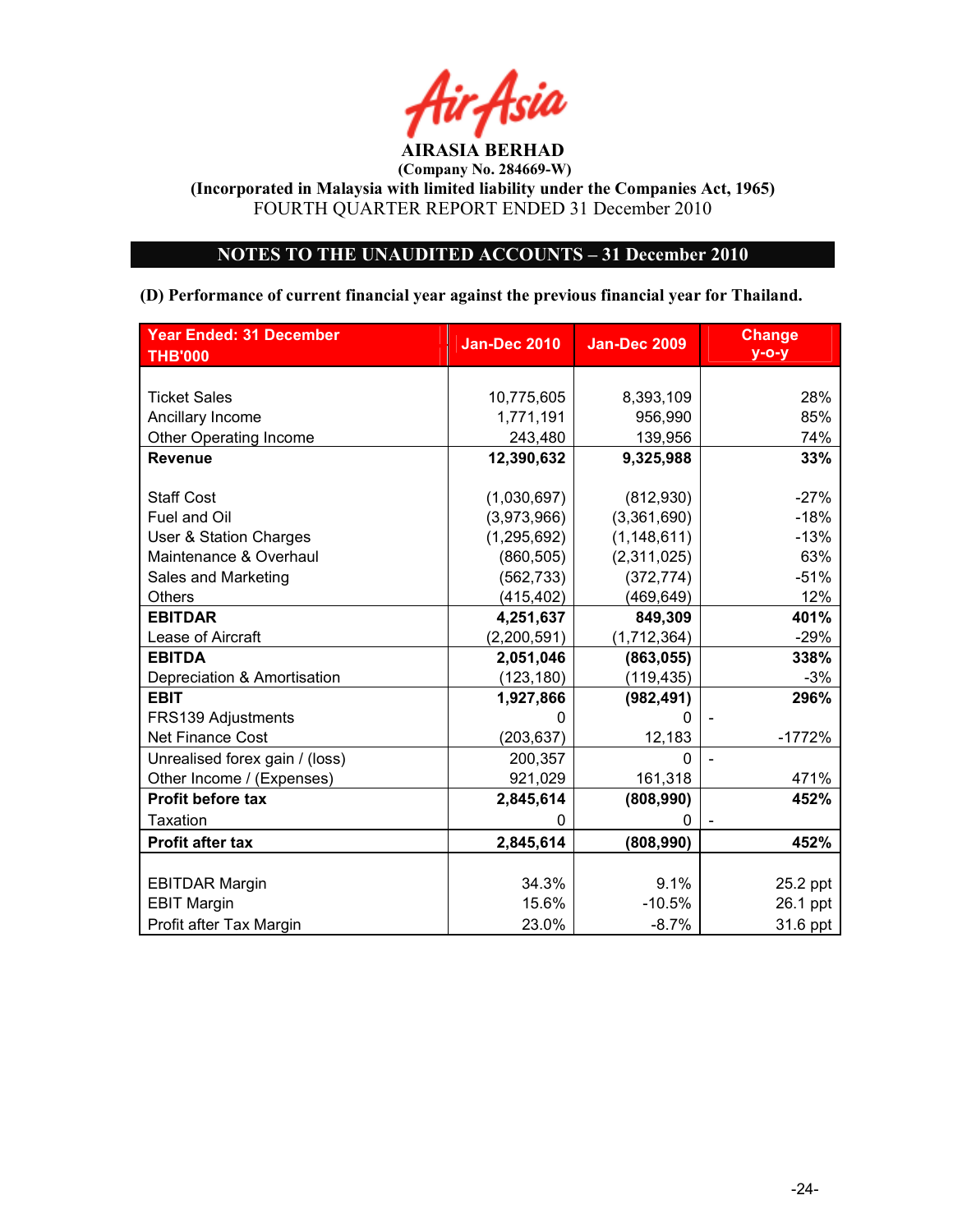**AIRASIA BERHAD**
**(Company No. 284669-W)**
**(Incorporated in Malaysia with limited liability under the Companies Act, 1965)**
FOURTH QUARTER REPORT ENDED 31 December 2010

## NOTES TO THE UNAUDITED ACCOUNTS – 31 December 2010

**(D) Performance of current financial year against the previous financial year for Thailand.**

| Year Ended: 31 December THB'000 | Jan-Dec 2010 | Jan-Dec 2009 | Change y-o-y |
|---|---|---|---|
| Ticket Sales | 10,775,605 | 8,393,109 | 28% |
| Ancillary Income | 1,771,191 | 956,990 | 85% |
| Other Operating Income | 243,480 | 139,956 | 74% |
| **Revenue** | **12,390,632** | **9,325,988** | **33%** |
| Staff Cost | (1,030,697) | (812,930) | -27% |
| Fuel and Oil | (3,973,966) | (3,361,690) | -18% |
| User & Station Charges | (1,295,692) | (1,148,611) | -13% |
| Maintenance & Overhaul | (860,505) | (2,311,025) | 63% |
| Sales and Marketing | (562,733) | (372,774) | -51% |
| Others | (415,402) | (469,649) | 12% |
| **EBITDAR** | **4,251,637** | **849,309** | **401%** |
| Lease of Aircraft | (2,200,591) | (1,712,364) | -29% |
| **EBITDA** | **2,051,046** | **(863,055)** | **338%** |
| Depreciation & Amortisation | (123,180) | (119,435) | -3% |
| **EBIT** | **1,927,866** | **(982,491)** | **296%** |
| FRS139 Adjustments | 0 | 0 | - |
| Net Finance Cost | (203,637) | 12,183 | -1772% |
| Unrealised forex gain / (loss) | 200,357 | 0 | - |
| Other Income / (Expenses) | 921,029 | 161,318 | 471% |
| **Profit before tax** | **2,845,614** | **(808,990)** | **452%** |
| Taxation | 0 | 0 | - |
| **Profit after tax** | **2,845,614** | **(808,990)** | **452%** |
| EBITDAR Margin | 34.3% | 9.1% | 25.2 ppt |
| EBIT Margin | 15.6% | -10.5% | 26.1 ppt |
| Profit after Tax Margin | 23.0% | -8.7% | 31.6 ppt |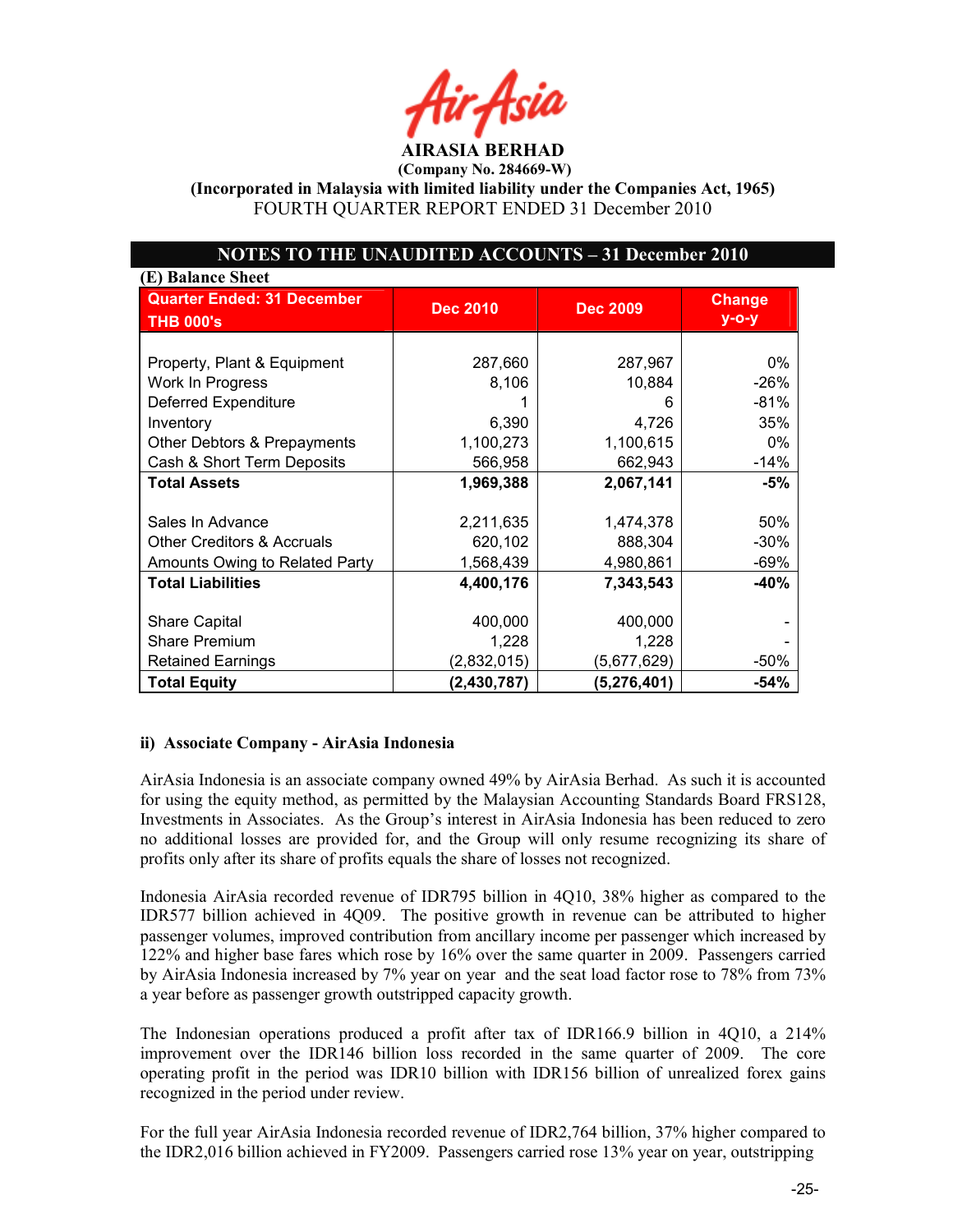# AIRASIA BERHAD

**(Company No. 284669-W)**

**(Incorporated in Malaysia with limited liability under the Companies Act, 1965)**

FOURTH QUARTER REPORT ENDED 31 December 2010

## NOTES TO THE UNAUDITED ACCOUNTS – 31 December 2010

**(E) Balance Sheet**

| Quarter Ended: 31 December THB 000's | Dec 2010 | Dec 2009 | Change y-o-y |
|---|---|---|---|
| Property, Plant & Equipment | 287,660 | 287,967 | 0% |
| Work In Progress | 8,106 | 10,884 | -26% |
| Deferred Expenditure | 1 | 6 | -81% |
| Inventory | 6,390 | 4,726 | 35% |
| Other Debtors & Prepayments | 1,100,273 | 1,100,615 | 0% |
| Cash & Short Term Deposits | 566,958 | 662,943 | -14% |
| **Total Assets** | **1,969,388** | **2,067,141** | **-5%** |
| Sales In Advance | 2,211,635 | 1,474,378 | 50% |
| Other Creditors & Accruals | 620,102 | 888,304 | -30% |
| Amounts Owing to Related Party | 1,568,439 | 4,980,861 | -69% |
| **Total Liabilities** | **4,400,176** | **7,343,543** | **-40%** |
| Share Capital | 400,000 | 400,000 | - |
| Share Premium | 1,228 | 1,228 | - |
| Retained Earnings | (2,832,015) | (5,677,629) | -50% |
| **Total Equity** | **(2,430,787)** | **(5,276,401)** | **-54%** |

**ii) Associate Company - AirAsia Indonesia**

AirAsia Indonesia is an associate company owned 49% by AirAsia Berhad. As such it is accounted for using the equity method, as permitted by the Malaysian Accounting Standards Board FRS128, Investments in Associates. As the Group's interest in AirAsia Indonesia has been reduced to zero no additional losses are provided for, and the Group will only resume recognizing its share of profits only after its share of profits equals the share of losses not recognized.

Indonesia AirAsia recorded revenue of IDR795 billion in 4Q10, 38% higher as compared to the IDR577 billion achieved in 4Q09. The positive growth in revenue can be attributed to higher passenger volumes, improved contribution from ancillary income per passenger which increased by 122% and higher base fares which rose by 16% over the same quarter in 2009. Passengers carried by AirAsia Indonesia increased by 7% year on year and the seat load factor rose to 78% from 73% a year before as passenger growth outstripped capacity growth.

The Indonesian operations produced a profit after tax of IDR166.9 billion in 4Q10, a 214% improvement over the IDR146 billion loss recorded in the same quarter of 2009. The core operating profit in the period was IDR10 billion with IDR156 billion of unrealized forex gains recognized in the period under review.

For the full year AirAsia Indonesia recorded revenue of IDR2,764 billion, 37% higher compared to the IDR2,016 billion achieved in FY2009. Passengers carried rose 13% year on year, outstripping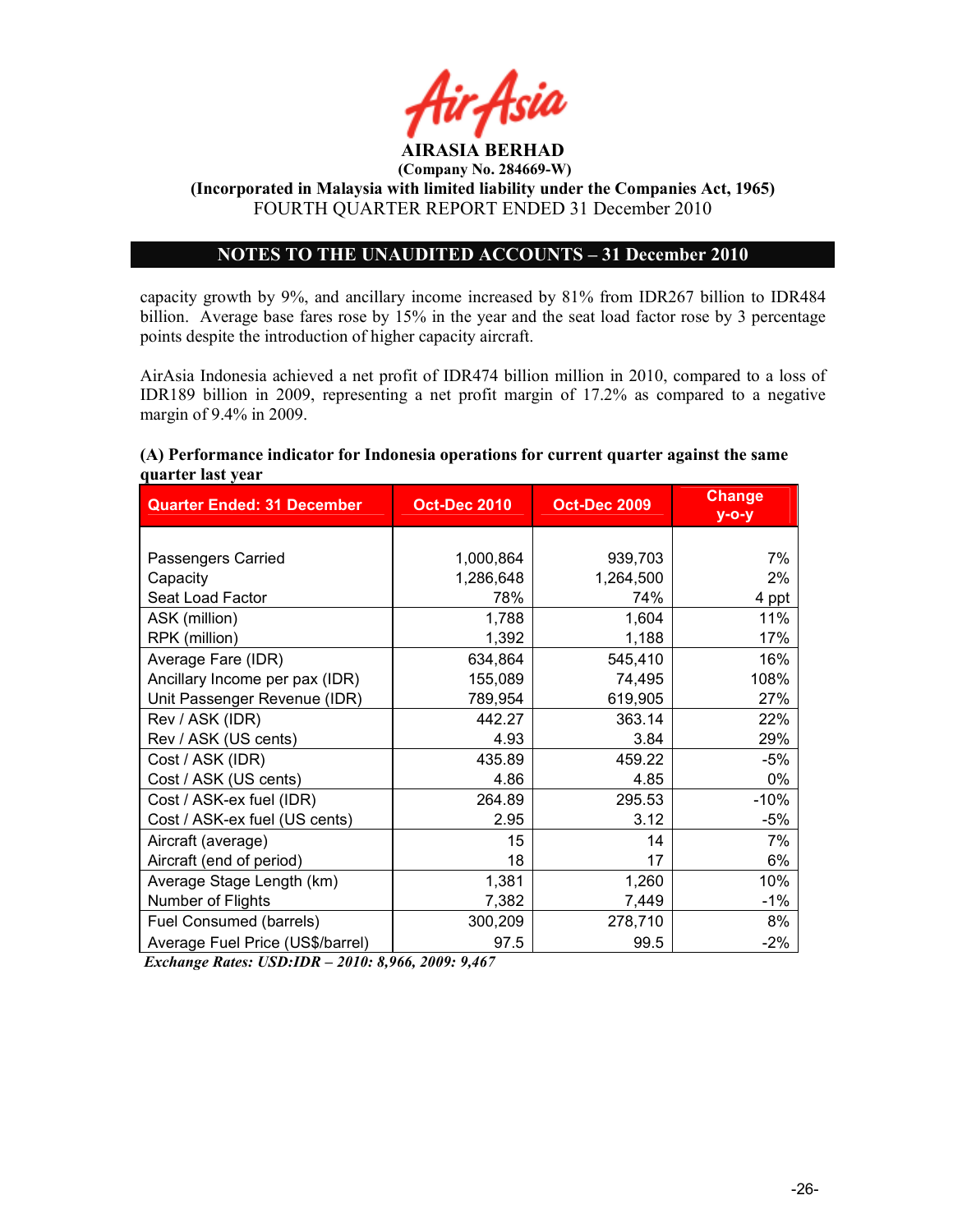capacity growth by 9%, and ancillary income increased by 81% from IDR267 billion to IDR484 billion. Average base fares rose by 15% in the year and the seat load factor rose by 3 percentage points despite the introduction of higher capacity aircraft.

AirAsia Indonesia achieved a net profit of IDR474 billion million in 2010, compared to a loss of IDR189 billion in 2009, representing a net profit margin of 17.2% as compared to a negative margin of 9.4% in 2009.

**(A) Performance indicator for Indonesia operations for current quarter against the same quarter last year**

| Quarter Ended: 31 December | Oct-Dec 2010 | Oct-Dec 2009 | Change y-o-y |
|---|---|---|---|
| Passengers Carried | 1,000,864 | 939,703 | 7% |
| Capacity | 1,286,648 | 1,264,500 | 2% |
| Seat Load Factor | 78% | 74% | 4 ppt |
| ASK (million) | 1,788 | 1,604 | 11% |
| RPK (million) | 1,392 | 1,188 | 17% |
| Average Fare (IDR) | 634,864 | 545,410 | 16% |
| Ancillary Income per pax (IDR) | 155,089 | 74,495 | 108% |
| Unit Passenger Revenue (IDR) | 789,954 | 619,905 | 27% |
| Rev / ASK (IDR) | 442.27 | 363.14 | 22% |
| Rev / ASK (US cents) | 4.93 | 3.84 | 29% |
| Cost / ASK (IDR) | 435.89 | 459.22 | -5% |
| Cost / ASK (US cents) | 4.86 | 4.85 | 0% |
| Cost / ASK-ex fuel (IDR) | 264.89 | 295.53 | -10% |
| Cost / ASK-ex fuel (US cents) | 2.95 | 3.12 | -5% |
| Aircraft (average) | 15 | 14 | 7% |
| Aircraft (end of period) | 18 | 17 | 6% |
| Average Stage Length (km) | 1,381 | 1,260 | 10% |
| Number of Flights | 7,382 | 7,449 | -1% |
| Fuel Consumed (barrels) | 300,209 | 278,710 | 8% |
| Average Fuel Price (US$/barrel) | 97.5 | 99.5 | -2% |

***Exchange Rates: USD:IDR – 2010: 8,966, 2009: 9,467***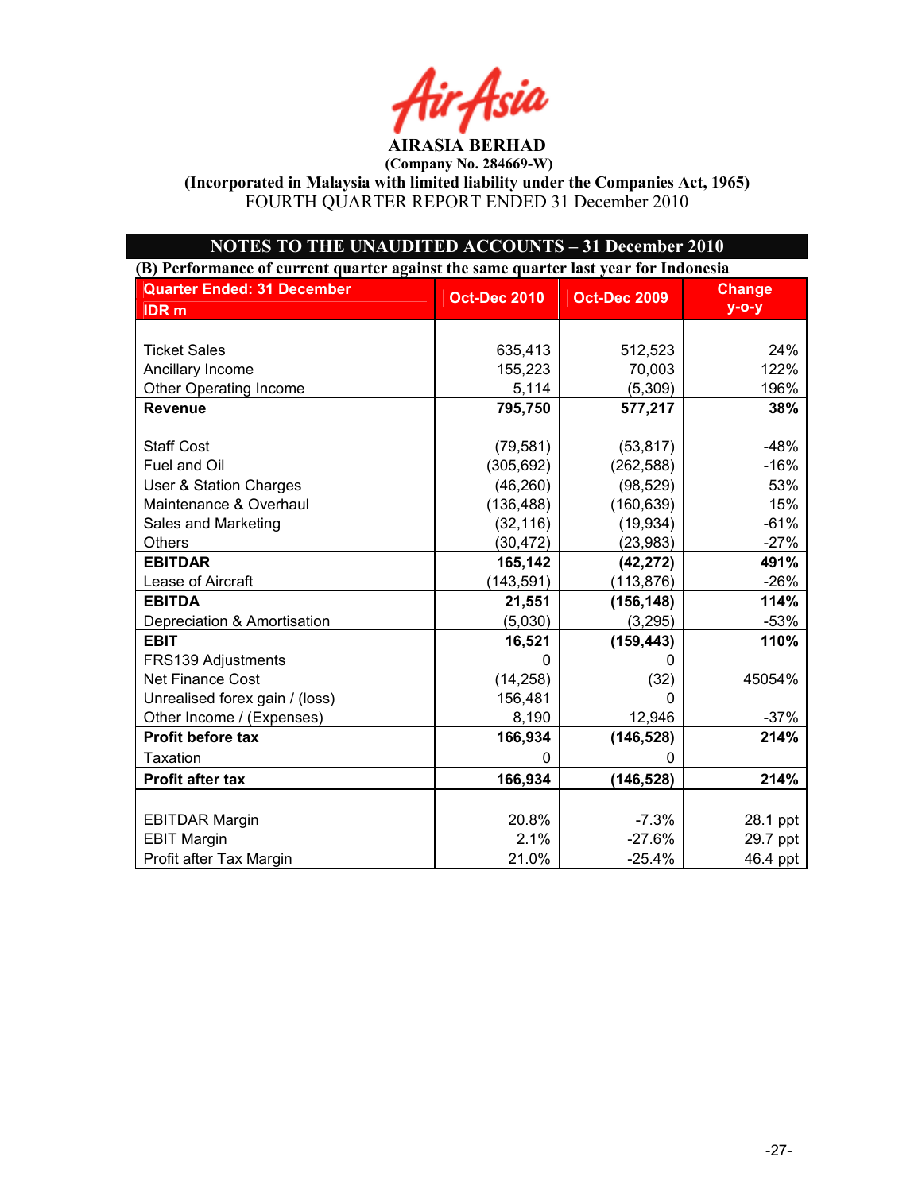**AIRASIA BERHAD**

**(Company No. 284669-W)**

**(Incorporated in Malaysia with limited liability under the Companies Act, 1965)**

FOURTH QUARTER REPORT ENDED 31 December 2010

## NOTES TO THE UNAUDITED ACCOUNTS – 31 December 2010

**(B) Performance of current quarter against the same quarter last year for Indonesia**

| Quarter Ended: 31 December<br>IDR m | Oct-Dec 2010 | Oct-Dec 2009 | Change y-o-y |
|---|---|---|---|
| Ticket Sales | 635,413 | 512,523 | 24% |
| Ancillary Income | 155,223 | 70,003 | 122% |
| Other Operating Income | 5,114 | (5,309) | 196% |
| **Revenue** | **795,750** | **577,217** | **38%** |
| Staff Cost | (79,581) | (53,817) | -48% |
| Fuel and Oil | (305,692) | (262,588) | -16% |
| User & Station Charges | (46,260) | (98,529) | 53% |
| Maintenance & Overhaul | (136,488) | (160,639) | 15% |
| Sales and Marketing | (32,116) | (19,934) | -61% |
| Others | (30,472) | (23,983) | -27% |
| **EBITDAR** | **165,142** | **(42,272)** | **491%** |
| Lease of Aircraft | (143,591) | (113,876) | -26% |
| **EBITDA** | **21,551** | **(156,148)** | **114%** |
| Depreciation & Amortisation | (5,030) | (3,295) | -53% |
| **EBIT** | **16,521** | **(159,443)** | **110%** |
| FRS139 Adjustments | 0 | 0 | |
| Net Finance Cost | (14,258) | (32) | 45054% |
| Unrealised forex gain / (loss) | 156,481 | 0 | |
| Other Income / (Expenses) | 8,190 | 12,946 | -37% |
| **Profit before tax** | **166,934** | **(146,528)** | **214%** |
| Taxation | 0 | 0 | |
| **Profit after tax** | **166,934** | **(146,528)** | **214%** |
| EBITDAR Margin | 20.8% | -7.3% | 28.1 ppt |
| EBIT Margin | 2.1% | -27.6% | 29.7 ppt |
| Profit after Tax Margin | 21.0% | -25.4% | 46.4 ppt |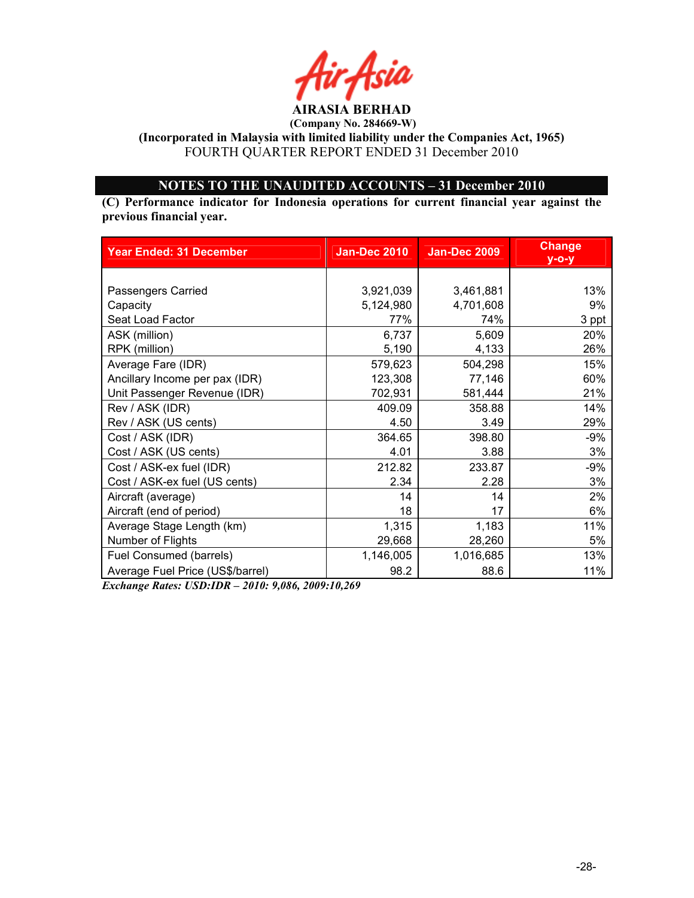**AIRASIA BERHAD**
**(Company No. 284669-W)**
**(Incorporated in Malaysia with limited liability under the Companies Act, 1965)**
FOURTH QUARTER REPORT ENDED 31 December 2010

## NOTES TO THE UNAUDITED ACCOUNTS – 31 December 2010

**(C) Performance indicator for Indonesia operations for current financial year against the previous financial year.**

| Year Ended: 31 December | Jan-Dec 2010 | Jan-Dec 2009 | Change y-o-y |
|---|---|---|---|
| Passengers Carried | 3,921,039 | 3,461,881 | 13% |
| Capacity | 5,124,980 | 4,701,608 | 9% |
| Seat Load Factor | 77% | 74% | 3 ppt |
| ASK (million) | 6,737 | 5,609 | 20% |
| RPK (million) | 5,190 | 4,133 | 26% |
| Average Fare (IDR) | 579,623 | 504,298 | 15% |
| Ancillary Income per pax (IDR) | 123,308 | 77,146 | 60% |
| Unit Passenger Revenue (IDR) | 702,931 | 581,444 | 21% |
| Rev / ASK (IDR) | 409.09 | 358.88 | 14% |
| Rev / ASK (US cents) | 4.50 | 3.49 | 29% |
| Cost / ASK (IDR) | 364.65 | 398.80 | -9% |
| Cost / ASK (US cents) | 4.01 | 3.88 | 3% |
| Cost / ASK-ex fuel (IDR) | 212.82 | 233.87 | -9% |
| Cost / ASK-ex fuel (US cents) | 2.34 | 2.28 | 3% |
| Aircraft (average) | 14 | 14 | 2% |
| Aircraft (end of period) | 18 | 17 | 6% |
| Average Stage Length (km) | 1,315 | 1,183 | 11% |
| Number of Flights | 29,668 | 28,260 | 5% |
| Fuel Consumed (barrels) | 1,146,005 | 1,016,685 | 13% |
| Average Fuel Price (US$/barrel) | 98.2 | 88.6 | 11% |

***Exchange Rates: USD:IDR – 2010: 9,086, 2009:10,269***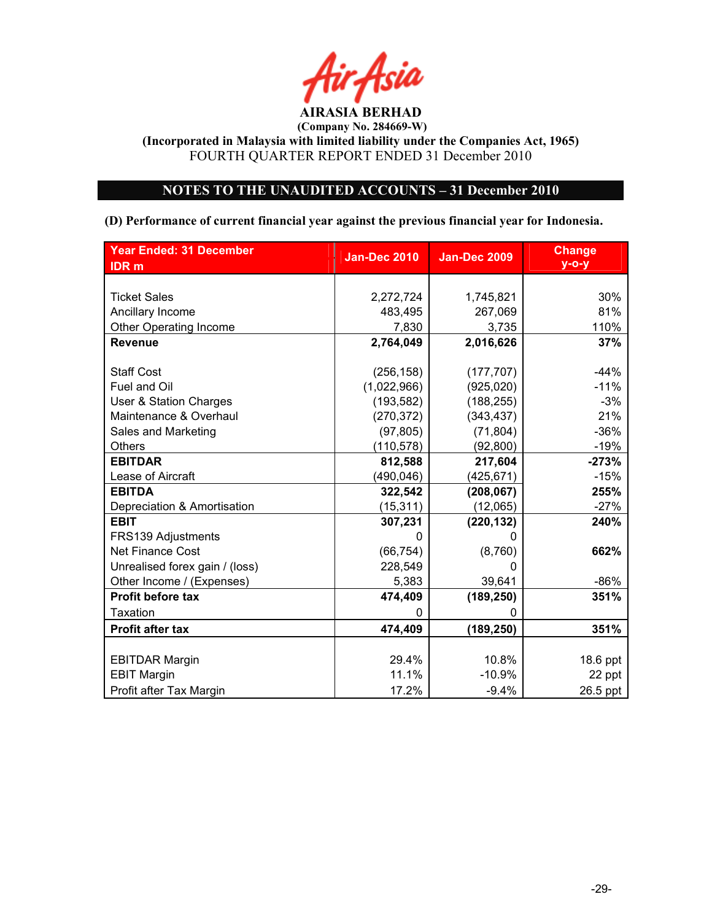**AIRASIA BERHAD**
**(Company No. 284669-W)**
**(Incorporated in Malaysia with limited liability under the Companies Act, 1965)**
FOURTH QUARTER REPORT ENDED 31 December 2010

## NOTES TO THE UNAUDITED ACCOUNTS – 31 December 2010

**(D) Performance of current financial year against the previous financial year for Indonesia.**

| Year Ended: 31 December<br>IDR m | Jan-Dec 2010 | Jan-Dec 2009 | Change y-o-y |
|---|---|---|---|
| Ticket Sales | 2,272,724 | 1,745,821 | 30% |
| Ancillary Income | 483,495 | 267,069 | 81% |
| Other Operating Income | 7,830 | 3,735 | 110% |
| **Revenue** | **2,764,049** | **2,016,626** | **37%** |
| Staff Cost | (256,158) | (177,707) | -44% |
| Fuel and Oil | (1,022,966) | (925,020) | -11% |
| User & Station Charges | (193,582) | (188,255) | -3% |
| Maintenance & Overhaul | (270,372) | (343,437) | 21% |
| Sales and Marketing | (97,805) | (71,804) | -36% |
| Others | (110,578) | (92,800) | -19% |
| **EBITDAR** | **812,588** | **217,604** | **-273%** |
| Lease of Aircraft | (490,046) | (425,671) | -15% |
| **EBITDA** | **322,542** | **(208,067)** | **255%** |
| Depreciation & Amortisation | (15,311) | (12,065) | -27% |
| **EBIT** | **307,231** | **(220,132)** | **240%** |
| FRS139 Adjustments | 0 | 0 | |
| Net Finance Cost | (66,754) | (8,760) | **662%** |
| Unrealised forex gain / (loss) | 228,549 | 0 | |
| Other Income / (Expenses) | 5,383 | 39,641 | -86% |
| **Profit before tax** | **474,409** | **(189,250)** | **351%** |
| Taxation | 0 | 0 | |
| **Profit after tax** | **474,409** | **(189,250)** | **351%** |
| EBITDAR Margin | 29.4% | 10.8% | 18.6 ppt |
| EBIT Margin | 11.1% | -10.9% | 22 ppt |
| Profit after Tax Margin | 17.2% | -9.4% | 26.5 ppt |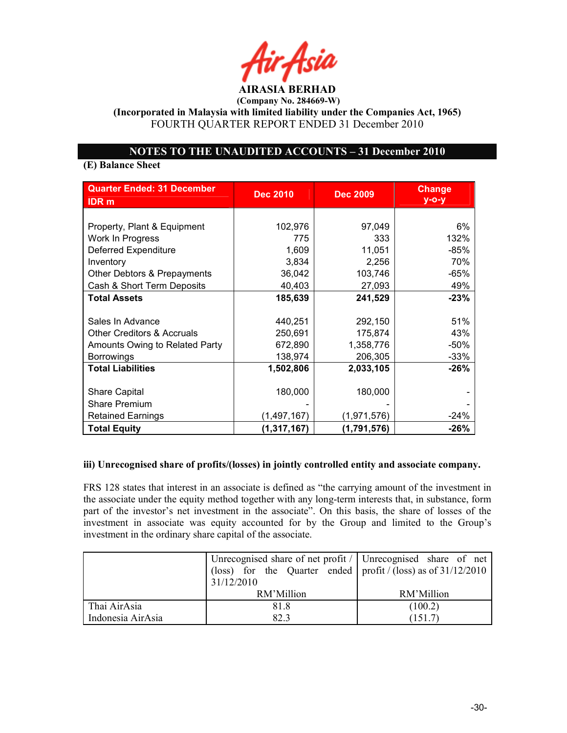AirAsia

**AIRASIA BERHAD**
**(Company No. 284669-W)**
**(Incorporated in Malaysia with limited liability under the Companies Act, 1965)**
FOURTH QUARTER REPORT ENDED 31 December 2010

## NOTES TO THE UNAUDITED ACCOUNTS – 31 December 2010

**(E) Balance Sheet**

| Quarter Ended: 31 December IDR m | Dec 2010 | Dec 2009 | Change y-o-y |
|---|---|---|---|
| Property, Plant & Equipment | 102,976 | 97,049 | 6% |
| Work In Progress | 775 | 333 | 132% |
| Deferred Expenditure | 1,609 | 11,051 | -85% |
| Inventory | 3,834 | 2,256 | 70% |
| Other Debtors & Prepayments | 36,042 | 103,746 | -65% |
| Cash & Short Term Deposits | 40,403 | 27,093 | 49% |
| **Total Assets** | **185,639** | **241,529** | **-23%** |
| Sales In Advance | 440,251 | 292,150 | 51% |
| Other Creditors & Accruals | 250,691 | 175,874 | 43% |
| Amounts Owing to Related Party | 672,890 | 1,358,776 | -50% |
| Borrowings | 138,974 | 206,305 | -33% |
| **Total Liabilities** | **1,502,806** | **2,033,105** | **-26%** |
| Share Capital | 180,000 | 180,000 | - |
| Share Premium | - | - | - |
| Retained Earnings | (1,497,167) | (1,971,576) | -24% |
| **Total Equity** | **(1,317,167)** | **(1,791,576)** | **-26%** |

**iii) Unrecognised share of profits/(losses) in jointly controlled entity and associate company.**

FRS 128 states that interest in an associate is defined as "the carrying amount of the investment in the associate under the equity method together with any long-term interests that, in substance, form part of the investor's net investment in the associate". On this basis, the share of losses of the investment in associate was equity accounted for by the Group and limited to the Group's investment in the ordinary share capital of the associate.

| | Unrecognised share of net profit / (loss) for the Quarter ended 31/12/2010 RM'Million | Unrecognised share of net profit / (loss) as of 31/12/2010 RM'Million |
|---|---|---|
| Thai AirAsia | 81.8 | (100.2) |
| Indonesia AirAsia | 82.3 | (151.7) |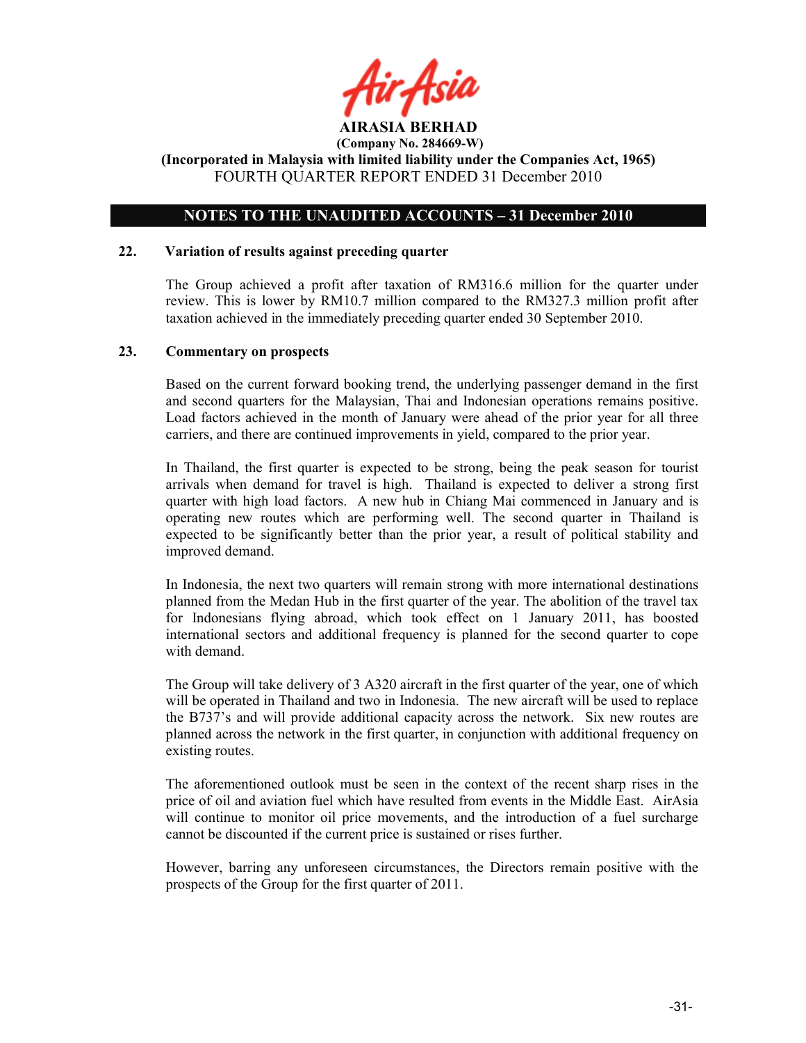**AIRASIA BERHAD**
**(Company No. 284669-W)**
**(Incorporated in Malaysia with limited liability under the Companies Act, 1965)**
FOURTH QUARTER REPORT ENDED 31 December 2010

## NOTES TO THE UNAUDITED ACCOUNTS – 31 December 2010

### 22. Variation of results against preceding quarter

The Group achieved a profit after taxation of RM316.6 million for the quarter under review. This is lower by RM10.7 million compared to the RM327.3 million profit after taxation achieved in the immediately preceding quarter ended 30 September 2010.

### 23. Commentary on prospects

Based on the current forward booking trend, the underlying passenger demand in the first and second quarters for the Malaysian, Thai and Indonesian operations remains positive. Load factors achieved in the month of January were ahead of the prior year for all three carriers, and there are continued improvements in yield, compared to the prior year.

In Thailand, the first quarter is expected to be strong, being the peak season for tourist arrivals when demand for travel is high. Thailand is expected to deliver a strong first quarter with high load factors. A new hub in Chiang Mai commenced in January and is operating new routes which are performing well. The second quarter in Thailand is expected to be significantly better than the prior year, a result of political stability and improved demand.

In Indonesia, the next two quarters will remain strong with more international destinations planned from the Medan Hub in the first quarter of the year. The abolition of the travel tax for Indonesians flying abroad, which took effect on 1 January 2011, has boosted international sectors and additional frequency is planned for the second quarter to cope with demand.

The Group will take delivery of 3 A320 aircraft in the first quarter of the year, one of which will be operated in Thailand and two in Indonesia. The new aircraft will be used to replace the B737's and will provide additional capacity across the network. Six new routes are planned across the network in the first quarter, in conjunction with additional frequency on existing routes.

The aforementioned outlook must be seen in the context of the recent sharp rises in the price of oil and aviation fuel which have resulted from events in the Middle East. AirAsia will continue to monitor oil price movements, and the introduction of a fuel surcharge cannot be discounted if the current price is sustained or rises further.

However, barring any unforeseen circumstances, the Directors remain positive with the prospects of the Group for the first quarter of 2011.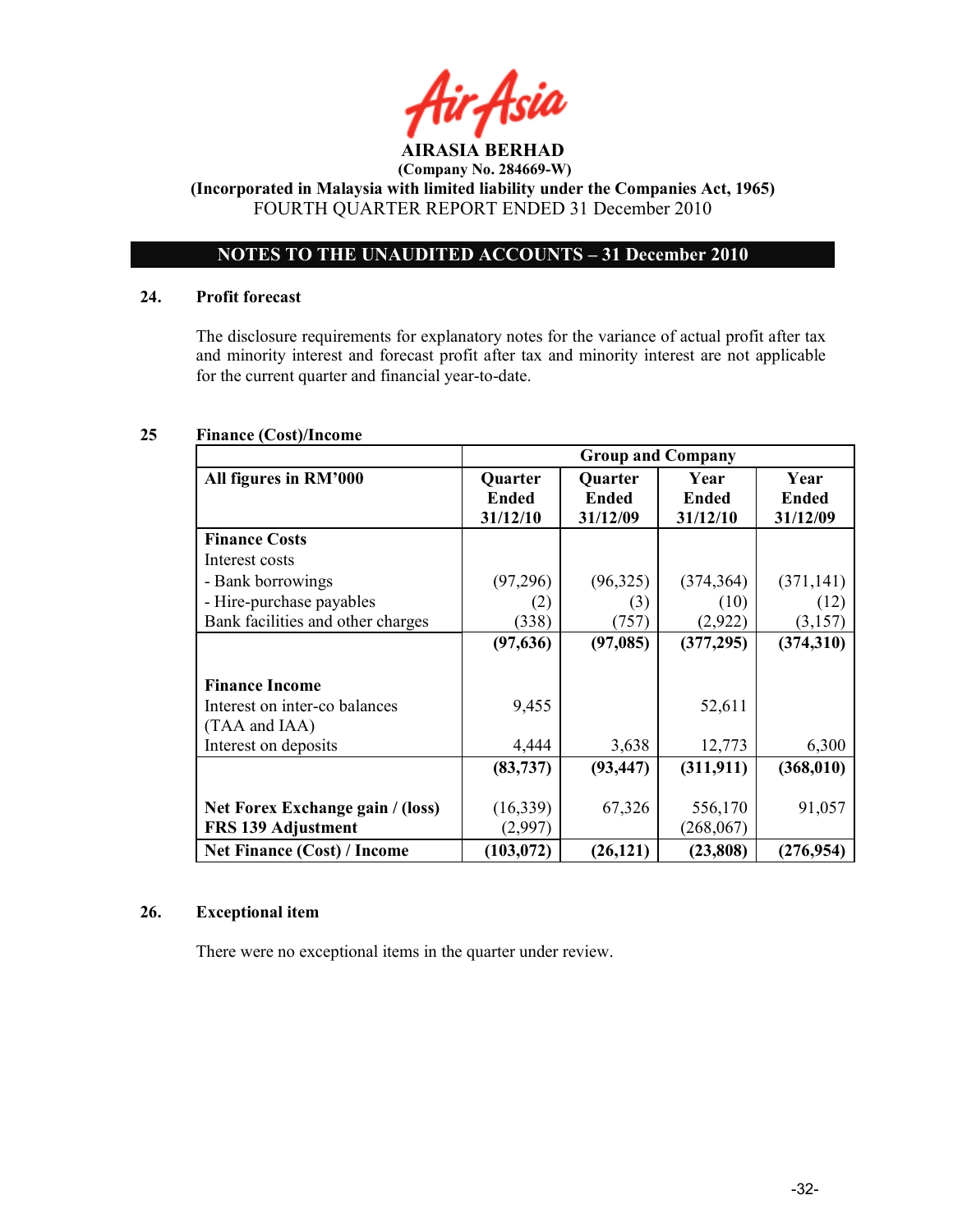**AIRASIA BERHAD**
**(Company No. 284669-W)**
**(Incorporated in Malaysia with limited liability under the Companies Act, 1965)**
FOURTH QUARTER REPORT ENDED 31 December 2010

## NOTES TO THE UNAUDITED ACCOUNTS – 31 December 2010

### 24. Profit forecast

The disclosure requirements for explanatory notes for the variance of actual profit after tax and minority interest and forecast profit after tax and minority interest are not applicable for the current quarter and financial year-to-date.

### 25 Finance (Cost)/Income

| | Group and Company | | | |
|---|---|---|---|---|
| **All figures in RM'000** | **Quarter Ended 31/12/10** | **Quarter Ended 31/12/09** | **Year Ended 31/12/10** | **Year Ended 31/12/09** |
| **Finance Costs** | | | | |
| Interest costs | | | | |
| - Bank borrowings | (97,296) | (96,325) | (374,364) | (371,141) |
| - Hire-purchase payables | (2) | (3) | (10) | (12) |
| Bank facilities and other charges | (338) | (757) | (2,922) | (3,157) |
| | **(97,636)** | **(97,085)** | **(377,295)** | **(374,310)** |
| **Finance Income** | | | | |
| Interest on inter-co balances (TAA and IAA) | 9,455 | | 52,611 | |
| Interest on deposits | 4,444 | 3,638 | 12,773 | 6,300 |
| | **(83,737)** | **(93,447)** | **(311,911)** | **(368,010)** |
| **Net Forex Exchange gain / (loss)** | (16,339) | 67,326 | 556,170 | 91,057 |
| **FRS 139 Adjustment** | (2,997) | | (268,067) | |
| **Net Finance (Cost) / Income** | **(103,072)** | **(26,121)** | **(23,808)** | **(276,954)** |

### 26. Exceptional item

There were no exceptional items in the quarter under review.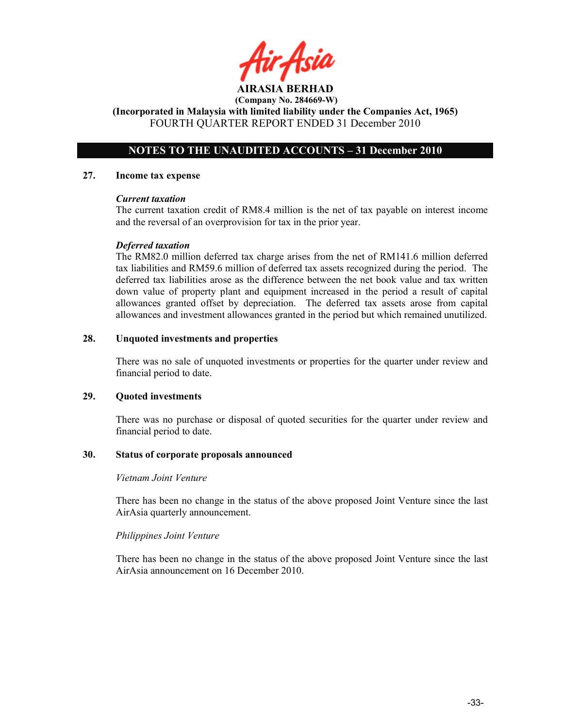**AIRASIA BERHAD**
**(Company No. 284669-W)**
**(Incorporated in Malaysia with limited liability under the Companies Act, 1965)**
FOURTH QUARTER REPORT ENDED 31 December 2010

## NOTES TO THE UNAUDITED ACCOUNTS – 31 December 2010

### 27. Income tax expense

***Current taxation***

The current taxation credit of RM8.4 million is the net of tax payable on interest income and the reversal of an overprovision for tax in the prior year.

***Deferred taxation***

The RM82.0 million deferred tax charge arises from the net of RM141.6 million deferred tax liabilities and RM59.6 million of deferred tax assets recognized during the period. The deferred tax liabilities arose as the difference between the net book value and tax written down value of property plant and equipment increased in the period a result of capital allowances granted offset by depreciation. The deferred tax assets arose from capital allowances and investment allowances granted in the period but which remained unutilized.

### 28. Unquoted investments and properties

There was no sale of unquoted investments or properties for the quarter under review and financial period to date.

### 29. Quoted investments

There was no purchase or disposal of quoted securities for the quarter under review and financial period to date.

### 30. Status of corporate proposals announced

*Vietnam Joint Venture*

There has been no change in the status of the above proposed Joint Venture since the last AirAsia quarterly announcement.

*Philippines Joint Venture*

There has been no change in the status of the above proposed Joint Venture since the last AirAsia announcement on 16 December 2010.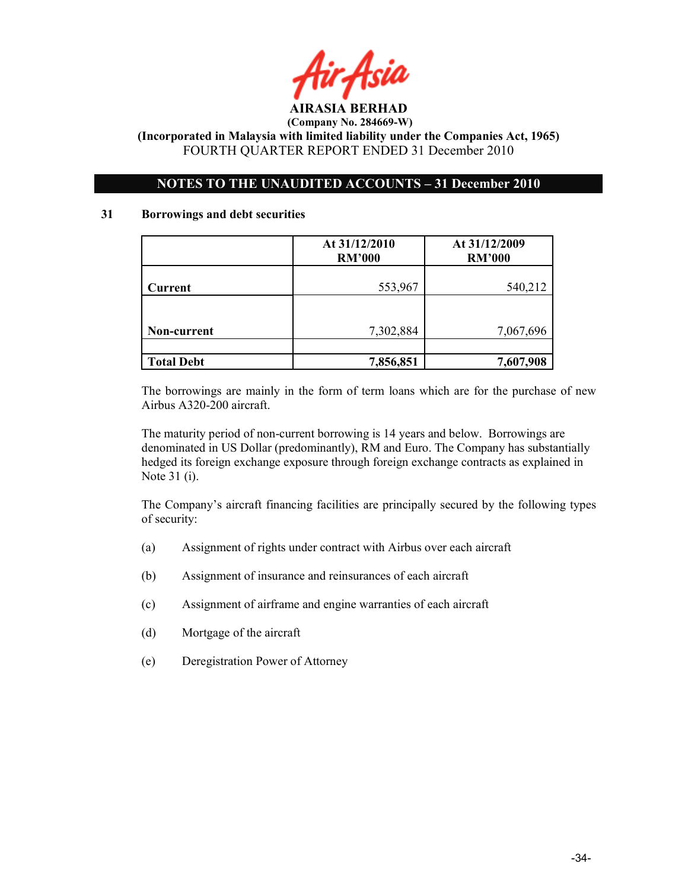AIRASIA BERHAD
(Company No. 284669-W)
(Incorporated in Malaysia with limited liability under the Companies Act, 1965)
FOURTH QUARTER REPORT ENDED 31 December 2010

## NOTES TO THE UNAUDITED ACCOUNTS – 31 December 2010

### 31 Borrowings and debt securities

| | At 31/12/2010 RM'000 | At 31/12/2009 RM'000 |
|---|---:|---:|
| Current | 553,967 | 540,212 |
| Non-current | 7,302,884 | 7,067,696 |
| **Total Debt** | **7,856,851** | **7,607,908** |

The borrowings are mainly in the form of term loans which are for the purchase of new Airbus A320-200 aircraft.

The maturity period of non-current borrowing is 14 years and below. Borrowings are denominated in US Dollar (predominantly), RM and Euro. The Company has substantially hedged its foreign exchange exposure through foreign exchange contracts as explained in Note 31 (i).

The Company's aircraft financing facilities are principally secured by the following types of security:

(a) Assignment of rights under contract with Airbus over each aircraft

(b) Assignment of insurance and reinsurances of each aircraft

(c) Assignment of airframe and engine warranties of each aircraft

(d) Mortgage of the aircraft

(e) Deregistration Power of Attorney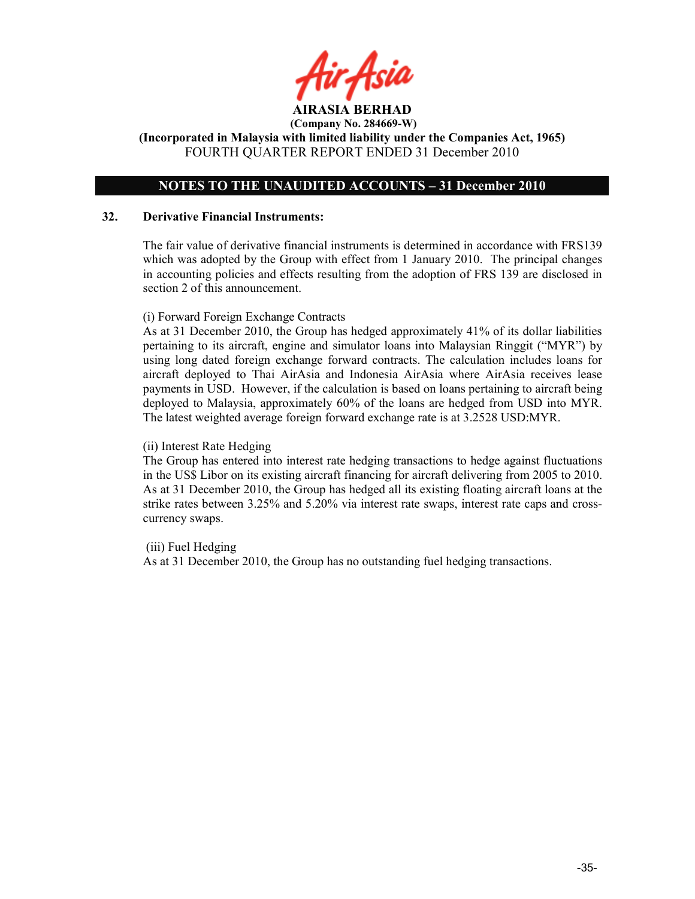## NOTES TO THE UNAUDITED ACCOUNTS – 31 December 2010

### 32. Derivative Financial Instruments:

The fair value of derivative financial instruments is determined in accordance with FRS139 which was adopted by the Group with effect from 1 January 2010. The principal changes in accounting policies and effects resulting from the adoption of FRS 139 are disclosed in section 2 of this announcement.

(i) Forward Foreign Exchange Contracts

As at 31 December 2010, the Group has hedged approximately 41% of its dollar liabilities pertaining to its aircraft, engine and simulator loans into Malaysian Ringgit ("MYR") by using long dated foreign exchange forward contracts. The calculation includes loans for aircraft deployed to Thai AirAsia and Indonesia AirAsia where AirAsia receives lease payments in USD. However, if the calculation is based on loans pertaining to aircraft being deployed to Malaysia, approximately 60% of the loans are hedged from USD into MYR. The latest weighted average foreign forward exchange rate is at 3.2528 USD:MYR.

(ii) Interest Rate Hedging

The Group has entered into interest rate hedging transactions to hedge against fluctuations in the US$ Libor on its existing aircraft financing for aircraft delivering from 2005 to 2010. As at 31 December 2010, the Group has hedged all its existing floating aircraft loans at the strike rates between 3.25% and 5.20% via interest rate swaps, interest rate caps and cross-currency swaps.

(iii) Fuel Hedging

As at 31 December 2010, the Group has no outstanding fuel hedging transactions.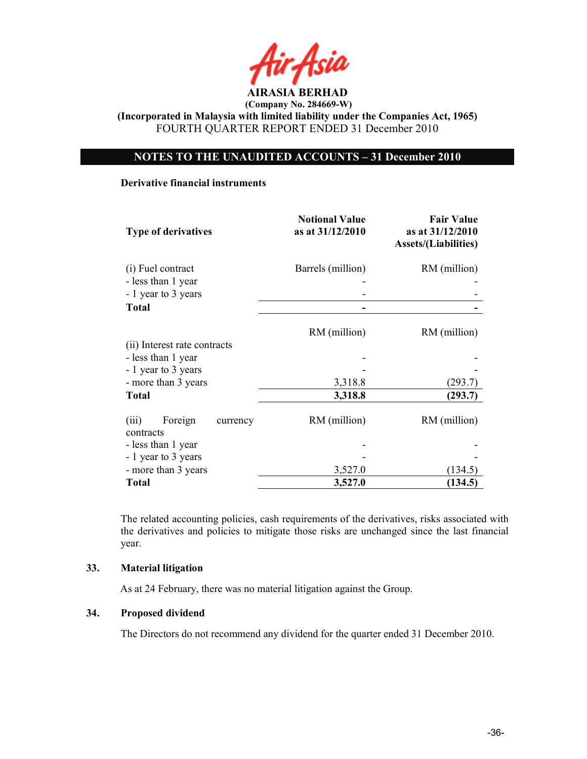**AIRASIA BERHAD**
**(Company No. 284669-W)**
**(Incorporated in Malaysia with limited liability under the Companies Act, 1965)**
FOURTH QUARTER REPORT ENDED 31 December 2010

## NOTES TO THE UNAUDITED ACCOUNTS – 31 December 2010

**Derivative financial instruments**

| Type of derivatives | Notional Value as at 31/12/2010 | Fair Value as at 31/12/2010 Assets/(Liabilities) |
|---|---|---|
| (i) Fuel contract | Barrels (million) | RM (million) |
| - less than 1 year | - | - |
| - 1 year to 3 years | - | - |
| **Total** | **-** | **-** |
| | RM (million) | RM (million) |
| (ii) Interest rate contracts | | |
| - less than 1 year | - | - |
| - 1 year to 3 years | - | - |
| - more than 3 years | 3,318.8 | (293.7) |
| **Total** | **3,318.8** | **(293.7)** |
| (iii) Foreign currency contracts | RM (million) | RM (million) |
| - less than 1 year | - | - |
| - 1 year to 3 years | - | - |
| - more than 3 years | 3,527.0 | (134.5) |
| **Total** | **3,527.0** | **(134.5)** |

The related accounting policies, cash requirements of the derivatives, risks associated with the derivatives and policies to mitigate those risks are unchanged since the last financial year.

### 33. Material litigation

As at 24 February, there was no material litigation against the Group.

### 34. Proposed dividend

The Directors do not recommend any dividend for the quarter ended 31 December 2010.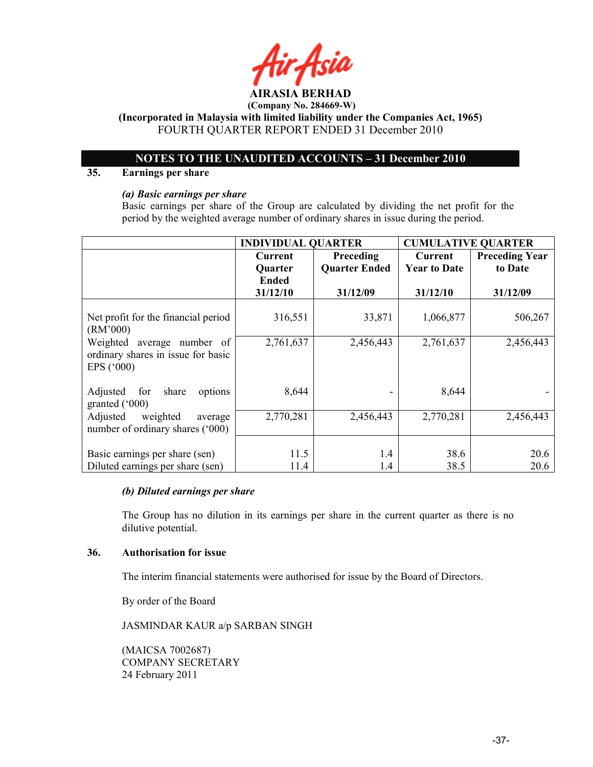**AIRASIA BERHAD**
**(Company No. 284669-W)**
**(Incorporated in Malaysia with limited liability under the Companies Act, 1965)**
FOURTH QUARTER REPORT ENDED 31 December 2010

## NOTES TO THE UNAUDITED ACCOUNTS – 31 December 2010

### 35. Earnings per share

***(a) Basic earnings per share***

Basic earnings per share of the Group are calculated by dividing the net profit for the period by the weighted average number of ordinary shares in issue during the period.

| | **INDIVIDUAL QUARTER** | | **CUMULATIVE QUARTER** | |
|---|---|---|---|---|
| | **Current Quarter Ended 31/12/10** | **Preceding Quarter Ended 31/12/09** | **Current Year to Date 31/12/10** | **Preceding Year to Date 31/12/09** |
| Net profit for the financial period (RM'000) | 316,551 | 33,871 | 1,066,877 | 506,267 |
| Weighted average number of ordinary shares in issue for basic EPS ('000) | 2,761,637 | 2,456,443 | 2,761,637 | 2,456,443 |
| Adjusted for share options granted ('000) | 8,644 | - | 8,644 | - |
| Adjusted weighted average number of ordinary shares ('000) | 2,770,281 | 2,456,443 | 2,770,281 | 2,456,443 |
| Basic earnings per share (sen) | 11.5 | 1.4 | 38.6 | 20.6 |
| Diluted earnings per share (sen) | 11.4 | 1.4 | 38.5 | 20.6 |

***(b) Diluted earnings per share***

The Group has no dilution in its earnings per share in the current quarter as there is no dilutive potential.

### 36. Authorisation for issue

The interim financial statements were authorised for issue by the Board of Directors.

By order of the Board

JASMINDAR KAUR a/p SARBAN SINGH

(MAICSA 7002687)
COMPANY SECRETARY
24 February 2011